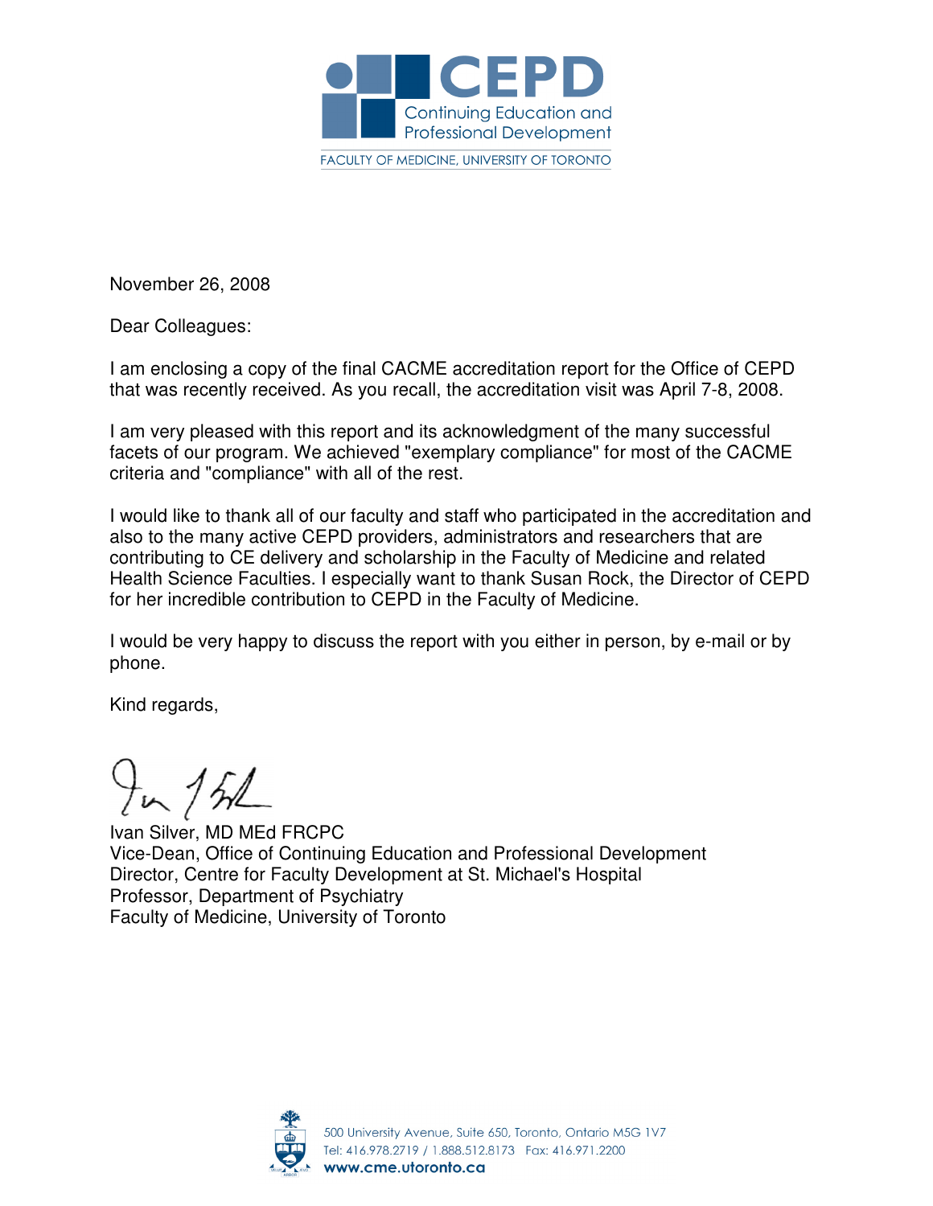CEPD
Continuing Education and Professional Development
FACULTY OF MEDICINE, UNIVERSITY OF TORONTO

November 26, 2008

Dear Colleagues:

I am enclosing a copy of the final CACME accreditation report for the Office of CEPD that was recently received. As you recall, the accreditation visit was April 7-8, 2008.

I am very pleased with this report and its acknowledgment of the many successful facets of our program. We achieved "exemplary compliance" for most of the CACME criteria and "compliance" with all of the rest.

I would like to thank all of our faculty and staff who participated in the accreditation and also to the many active CEPD providers, administrators and researchers that are contributing to CE delivery and scholarship in the Faculty of Medicine and related Health Science Faculties. I especially want to thank Susan Rock, the Director of CEPD for her incredible contribution to CEPD in the Faculty of Medicine.

I would be very happy to discuss the report with you either in person, by e-mail or by phone.

Kind regards,

Ivan Silver, MD MEd FRCPC
Vice-Dean, Office of Continuing Education and Professional Development
Director, Centre for Faculty Development at St. Michael's Hospital
Professor, Department of Psychiatry
Faculty of Medicine, University of Toronto

500 University Avenue, Suite 650, Toronto, Ontario M5G 1V7
Tel: 416.978.2719 / 1.888.512.8173 Fax: 416.971.2200
**www.cme.utoronto.ca**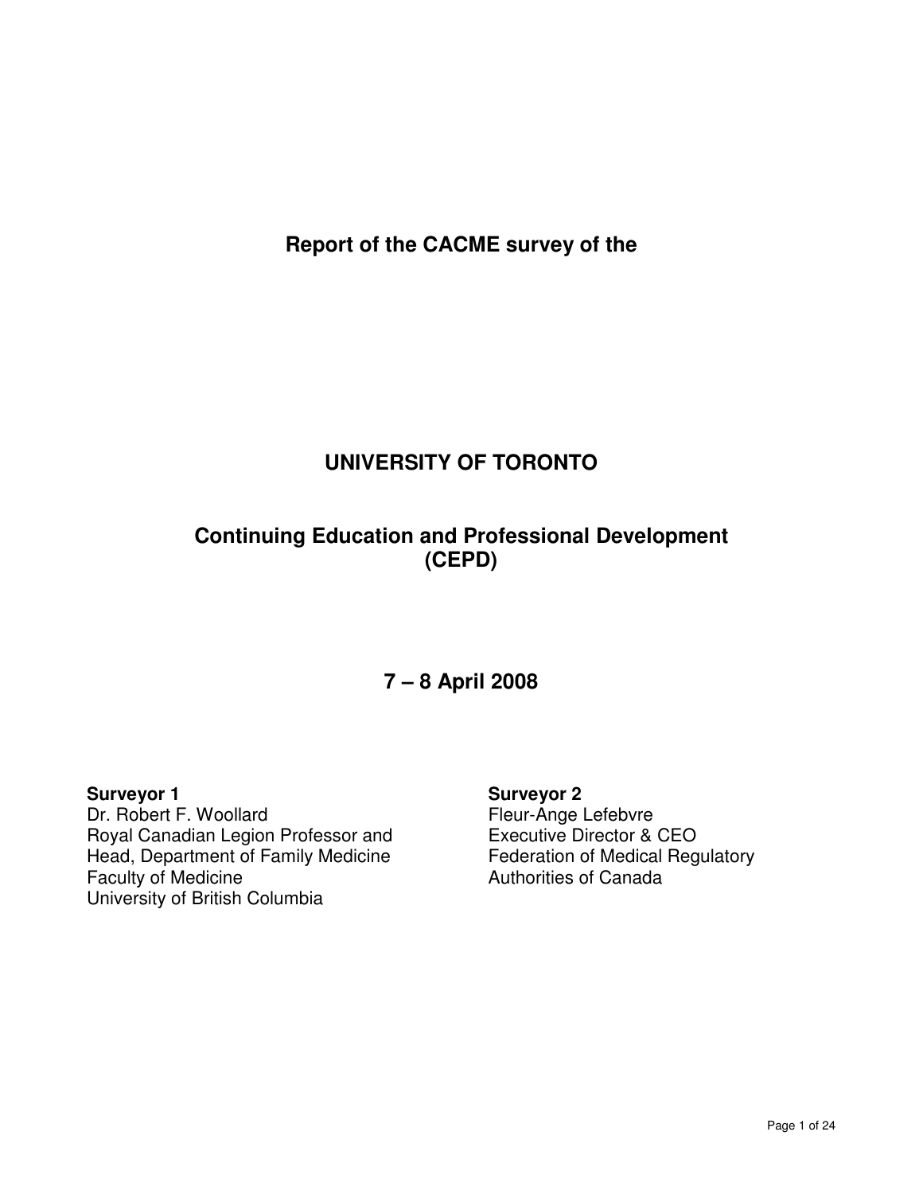**Report of the CACME survey of the**

# UNIVERSITY OF TORONTO

## Continuing Education and Professional Development (CEPD)

## 7 – 8 April 2008

**Surveyor 1**
Dr. Robert F. Woollard
Royal Canadian Legion Professor and
Head, Department of Family Medicine
Faculty of Medicine
University of British Columbia

**Surveyor 2**
Fleur-Ange Lefebvre
Executive Director & CEO
Federation of Medical Regulatory
Authorities of Canada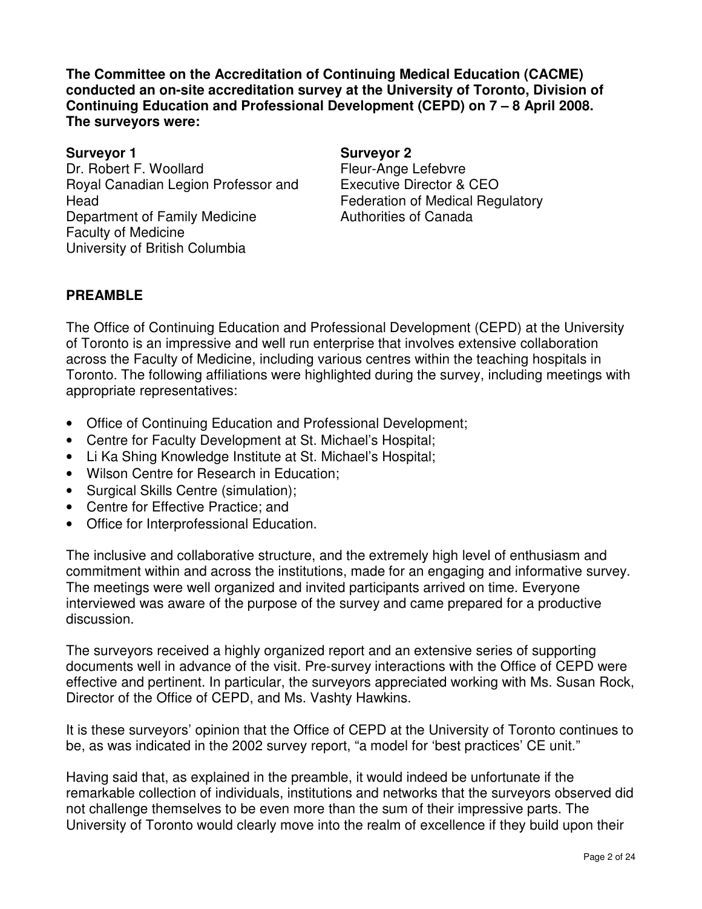**The Committee on the Accreditation of Continuing Medical Education (CACME) conducted an on-site accreditation survey at the University of Toronto, Division of Continuing Education and Professional Development (CEPD) on 7 – 8 April 2008. The surveyors were:**

**Surveyor 1**
Dr. Robert F. Woollard
Royal Canadian Legion Professor and Head
Department of Family Medicine
Faculty of Medicine
University of British Columbia

**Surveyor 2**
Fleur-Ange Lefebvre
Executive Director & CEO
Federation of Medical Regulatory Authorities of Canada

## PREAMBLE

The Office of Continuing Education and Professional Development (CEPD) at the University of Toronto is an impressive and well run enterprise that involves extensive collaboration across the Faculty of Medicine, including various centres within the teaching hospitals in Toronto. The following affiliations were highlighted during the survey, including meetings with appropriate representatives:

- Office of Continuing Education and Professional Development;
- Centre for Faculty Development at St. Michael's Hospital;
- Li Ka Shing Knowledge Institute at St. Michael's Hospital;
- Wilson Centre for Research in Education;
- Surgical Skills Centre (simulation);
- Centre for Effective Practice; and
- Office for Interprofessional Education.

The inclusive and collaborative structure, and the extremely high level of enthusiasm and commitment within and across the institutions, made for an engaging and informative survey. The meetings were well organized and invited participants arrived on time. Everyone interviewed was aware of the purpose of the survey and came prepared for a productive discussion.

The surveyors received a highly organized report and an extensive series of supporting documents well in advance of the visit. Pre-survey interactions with the Office of CEPD were effective and pertinent. In particular, the surveyors appreciated working with Ms. Susan Rock, Director of the Office of CEPD, and Ms. Vashty Hawkins.

It is these surveyors' opinion that the Office of CEPD at the University of Toronto continues to be, as was indicated in the 2002 survey report, "a model for 'best practices' CE unit."

Having said that, as explained in the preamble, it would indeed be unfortunate if the remarkable collection of individuals, institutions and networks that the surveyors observed did not challenge themselves to be even more than the sum of their impressive parts. The University of Toronto would clearly move into the realm of excellence if they build upon their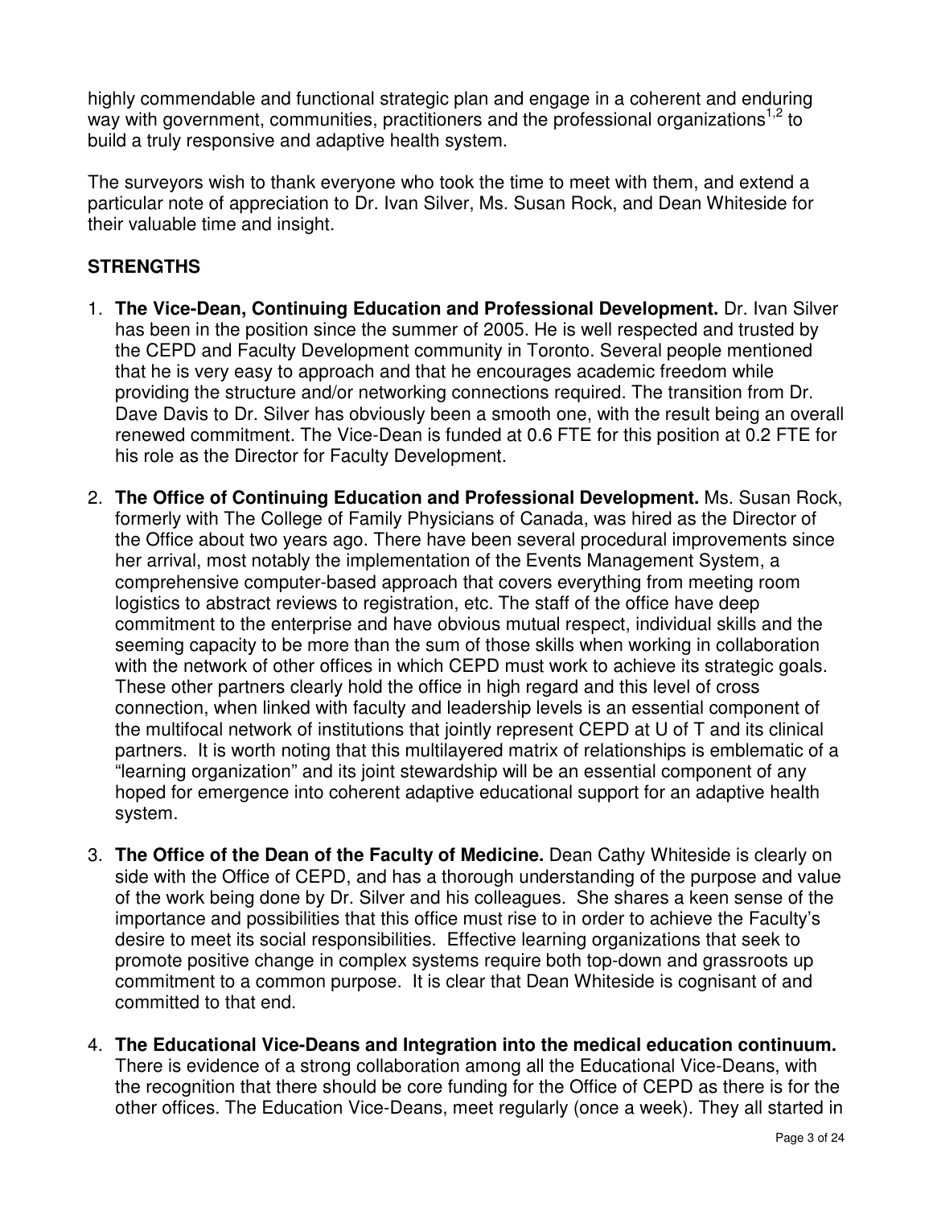highly commendable and functional strategic plan and engage in a coherent and enduring way with government, communities, practitioners and the professional organizations[1,2] to build a truly responsive and adaptive health system.

The surveyors wish to thank everyone who took the time to meet with them, and extend a particular note of appreciation to Dr. Ivan Silver, Ms. Susan Rock, and Dean Whiteside for their valuable time and insight.

## STRENGTHS

1. **The Vice-Dean, Continuing Education and Professional Development.** Dr. Ivan Silver has been in the position since the summer of 2005. He is well respected and trusted by the CEPD and Faculty Development community in Toronto. Several people mentioned that he is very easy to approach and that he encourages academic freedom while providing the structure and/or networking connections required. The transition from Dr. Dave Davis to Dr. Silver has obviously been a smooth one, with the result being an overall renewed commitment. The Vice-Dean is funded at 0.6 FTE for this position at 0.2 FTE for his role as the Director for Faculty Development.

2. **The Office of Continuing Education and Professional Development.** Ms. Susan Rock, formerly with The College of Family Physicians of Canada, was hired as the Director of the Office about two years ago. There have been several procedural improvements since her arrival, most notably the implementation of the Events Management System, a comprehensive computer-based approach that covers everything from meeting room logistics to abstract reviews to registration, etc. The staff of the office have deep commitment to the enterprise and have obvious mutual respect, individual skills and the seeming capacity to be more than the sum of those skills when working in collaboration with the network of other offices in which CEPD must work to achieve its strategic goals. These other partners clearly hold the office in high regard and this level of cross connection, when linked with faculty and leadership levels is an essential component of the multifocal network of institutions that jointly represent CEPD at U of T and its clinical partners. It is worth noting that this multilayered matrix of relationships is emblematic of a "learning organization" and its joint stewardship will be an essential component of any hoped for emergence into coherent adaptive educational support for an adaptive health system.

3. **The Office of the Dean of the Faculty of Medicine.** Dean Cathy Whiteside is clearly on side with the Office of CEPD, and has a thorough understanding of the purpose and value of the work being done by Dr. Silver and his colleagues. She shares a keen sense of the importance and possibilities that this office must rise to in order to achieve the Faculty's desire to meet its social responsibilities. Effective learning organizations that seek to promote positive change in complex systems require both top-down and grassroots up commitment to a common purpose. It is clear that Dean Whiteside is cognisant of and committed to that end.

4. **The Educational Vice-Deans and Integration into the medical education continuum.** There is evidence of a strong collaboration among all the Educational Vice-Deans, with the recognition that there should be core funding for the Office of CEPD as there is for the other offices. The Education Vice-Deans, meet regularly (once a week). They all started in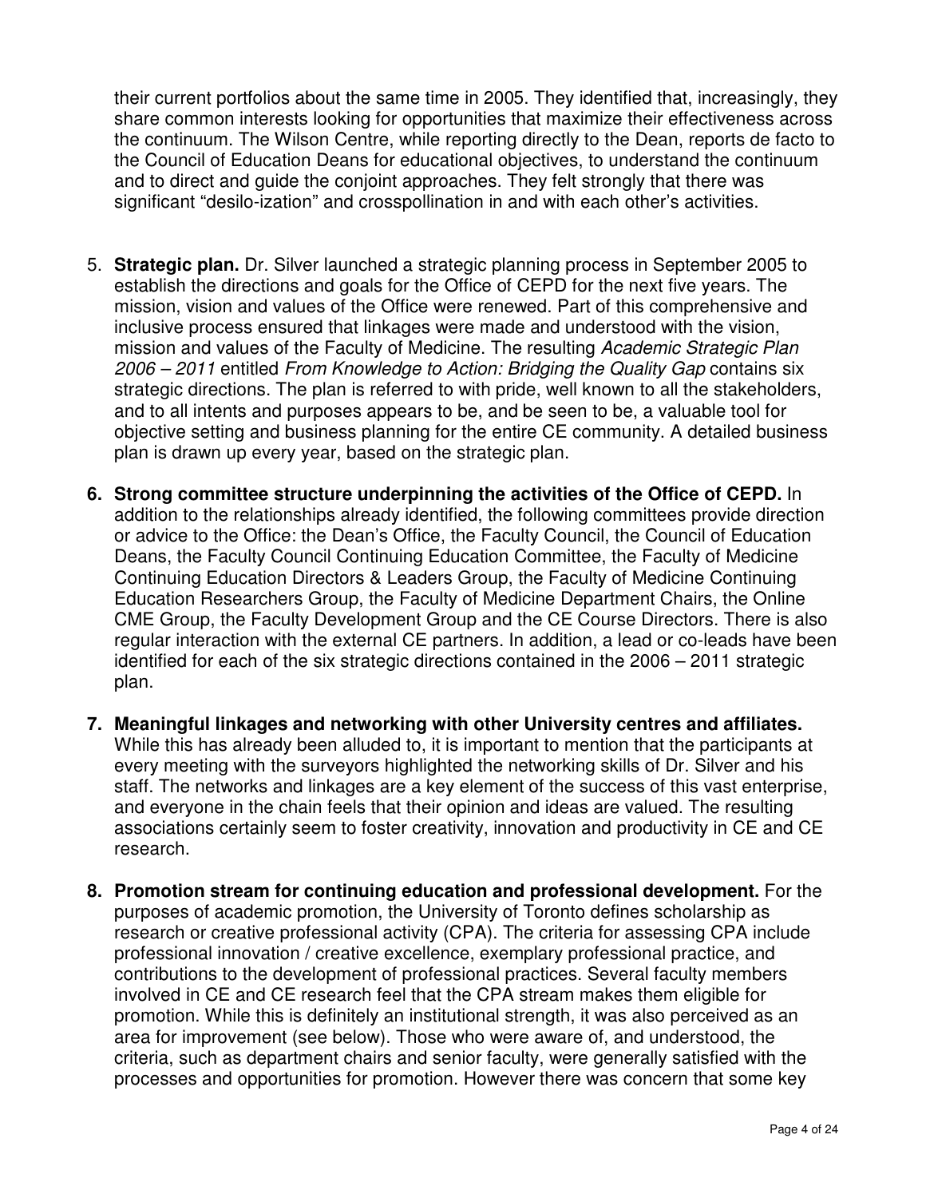their current portfolios about the same time in 2005. They identified that, increasingly, they share common interests looking for opportunities that maximize their effectiveness across the continuum. The Wilson Centre, while reporting directly to the Dean, reports de facto to the Council of Education Deans for educational objectives, to understand the continuum and to direct and guide the conjoint approaches. They felt strongly that there was significant "desilo-ization" and crosspollination in and with each other's activities.

5. **Strategic plan.** Dr. Silver launched a strategic planning process in September 2005 to establish the directions and goals for the Office of CEPD for the next five years. The mission, vision and values of the Office were renewed. Part of this comprehensive and inclusive process ensured that linkages were made and understood with the vision, mission and values of the Faculty of Medicine. The resulting *Academic Strategic Plan 2006 – 2011* entitled *From Knowledge to Action: Bridging the Quality Gap* contains six strategic directions. The plan is referred to with pride, well known to all the stakeholders, and to all intents and purposes appears to be, and be seen to be, a valuable tool for objective setting and business planning for the entire CE community. A detailed business plan is drawn up every year, based on the strategic plan.

6. **Strong committee structure underpinning the activities of the Office of CEPD.** In addition to the relationships already identified, the following committees provide direction or advice to the Office: the Dean's Office, the Faculty Council, the Council of Education Deans, the Faculty Council Continuing Education Committee, the Faculty of Medicine Continuing Education Directors & Leaders Group, the Faculty of Medicine Continuing Education Researchers Group, the Faculty of Medicine Department Chairs, the Online CME Group, the Faculty Development Group and the CE Course Directors. There is also regular interaction with the external CE partners. In addition, a lead or co-leads have been identified for each of the six strategic directions contained in the 2006 – 2011 strategic plan.

7. **Meaningful linkages and networking with other University centres and affiliates.** While this has already been alluded to, it is important to mention that the participants at every meeting with the surveyors highlighted the networking skills of Dr. Silver and his staff. The networks and linkages are a key element of the success of this vast enterprise, and everyone in the chain feels that their opinion and ideas are valued. The resulting associations certainly seem to foster creativity, innovation and productivity in CE and CE research.

8. **Promotion stream for continuing education and professional development.** For the purposes of academic promotion, the University of Toronto defines scholarship as research or creative professional activity (CPA). The criteria for assessing CPA include professional innovation / creative excellence, exemplary professional practice, and contributions to the development of professional practices. Several faculty members involved in CE and CE research feel that the CPA stream makes them eligible for promotion. While this is definitely an institutional strength, it was also perceived as an area for improvement (see below). Those who were aware of, and understood, the criteria, such as department chairs and senior faculty, were generally satisfied with the processes and opportunities for promotion. However there was concern that some key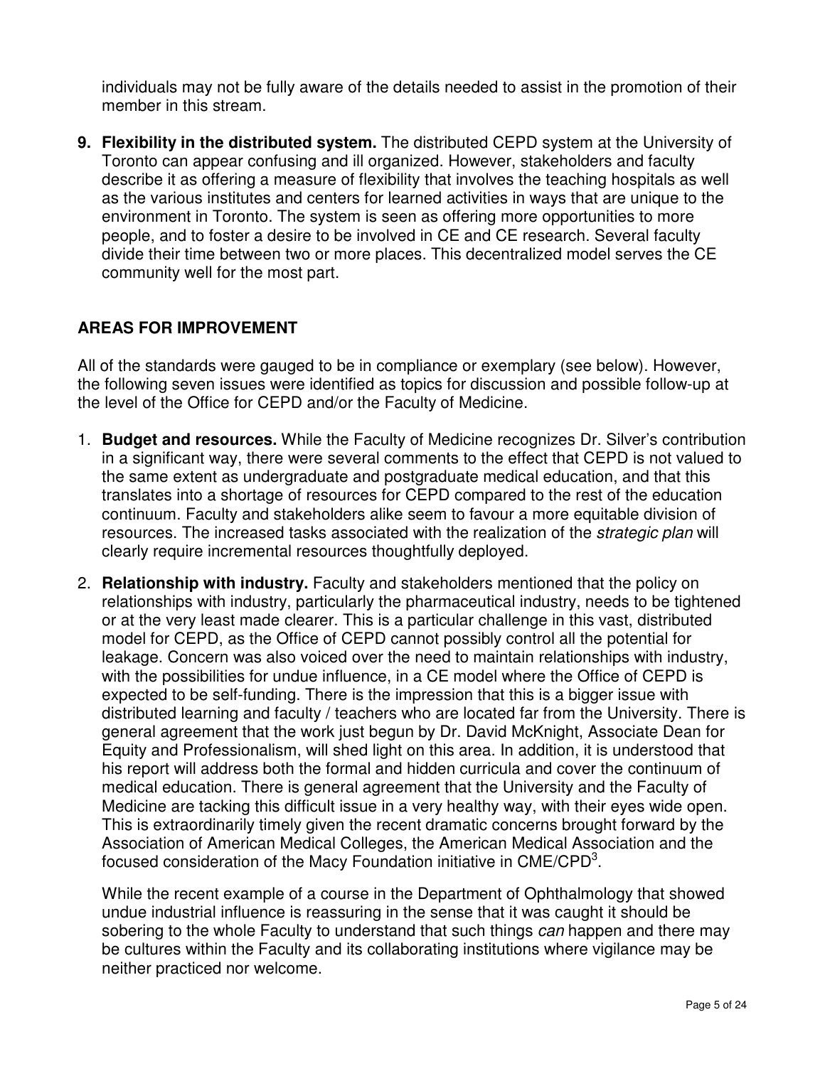individuals may not be fully aware of the details needed to assist in the promotion of their member in this stream.

9. **Flexibility in the distributed system.** The distributed CEPD system at the University of Toronto can appear confusing and ill organized. However, stakeholders and faculty describe it as offering a measure of flexibility that involves the teaching hospitals as well as the various institutes and centers for learned activities in ways that are unique to the environment in Toronto. The system is seen as offering more opportunities to more people, and to foster a desire to be involved in CE and CE research. Several faculty divide their time between two or more places. This decentralized model serves the CE community well for the most part.

## AREAS FOR IMPROVEMENT

All of the standards were gauged to be in compliance or exemplary (see below). However, the following seven issues were identified as topics for discussion and possible follow-up at the level of the Office for CEPD and/or the Faculty of Medicine.

1. **Budget and resources.** While the Faculty of Medicine recognizes Dr. Silver's contribution in a significant way, there were several comments to the effect that CEPD is not valued to the same extent as undergraduate and postgraduate medical education, and that this translates into a shortage of resources for CEPD compared to the rest of the education continuum. Faculty and stakeholders alike seem to favour a more equitable division of resources. The increased tasks associated with the realization of the *strategic plan* will clearly require incremental resources thoughtfully deployed.

2. **Relationship with industry.** Faculty and stakeholders mentioned that the policy on relationships with industry, particularly the pharmaceutical industry, needs to be tightened or at the very least made clearer. This is a particular challenge in this vast, distributed model for CEPD, as the Office of CEPD cannot possibly control all the potential for leakage. Concern was also voiced over the need to maintain relationships with industry, with the possibilities for undue influence, in a CE model where the Office of CEPD is expected to be self-funding. There is the impression that this is a bigger issue with distributed learning and faculty / teachers who are located far from the University. There is general agreement that the work just begun by Dr. David McKnight, Associate Dean for Equity and Professionalism, will shed light on this area. In addition, it is understood that his report will address both the formal and hidden curricula and cover the continuum of medical education. There is general agreement that the University and the Faculty of Medicine are tacking this difficult issue in a very healthy way, with their eyes wide open. This is extraordinarily timely given the recent dramatic concerns brought forward by the Association of American Medical Colleges, the American Medical Association and the focused consideration of the Macy Foundation initiative in CME/CPD[3].

   While the recent example of a course in the Department of Ophthalmology that showed undue industrial influence is reassuring in the sense that it was caught it should be sobering to the whole Faculty to understand that such things *can* happen and there may be cultures within the Faculty and its collaborating institutions where vigilance may be neither practiced nor welcome.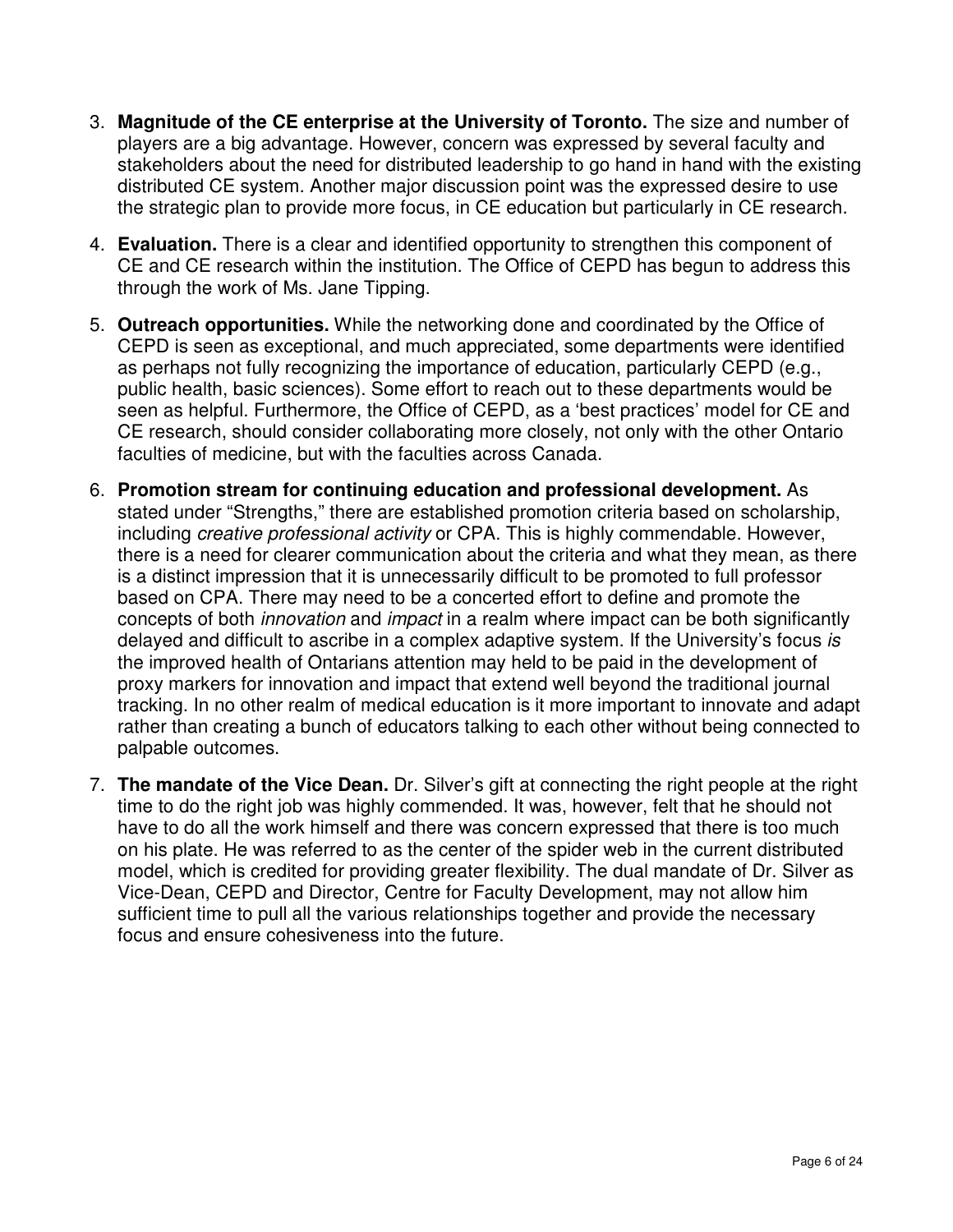3. **Magnitude of the CE enterprise at the University of Toronto.** The size and number of players are a big advantage. However, concern was expressed by several faculty and stakeholders about the need for distributed leadership to go hand in hand with the existing distributed CE system. Another major discussion point was the expressed desire to use the strategic plan to provide more focus, in CE education but particularly in CE research.

4. **Evaluation.** There is a clear and identified opportunity to strengthen this component of CE and CE research within the institution. The Office of CEPD has begun to address this through the work of Ms. Jane Tipping.

5. **Outreach opportunities.** While the networking done and coordinated by the Office of CEPD is seen as exceptional, and much appreciated, some departments were identified as perhaps not fully recognizing the importance of education, particularly CEPD (e.g., public health, basic sciences). Some effort to reach out to these departments would be seen as helpful. Furthermore, the Office of CEPD, as a 'best practices' model for CE and CE research, should consider collaborating more closely, not only with the other Ontario faculties of medicine, but with the faculties across Canada.

6. **Promotion stream for continuing education and professional development.** As stated under "Strengths," there are established promotion criteria based on scholarship, including *creative professional activity* or CPA. This is highly commendable. However, there is a need for clearer communication about the criteria and what they mean, as there is a distinct impression that it is unnecessarily difficult to be promoted to full professor based on CPA. There may need to be a concerted effort to define and promote the concepts of both *innovation* and *impact* in a realm where impact can be both significantly delayed and difficult to ascribe in a complex adaptive system. If the University's focus *is* the improved health of Ontarians attention may held to be paid in the development of proxy markers for innovation and impact that extend well beyond the traditional journal tracking. In no other realm of medical education is it more important to innovate and adapt rather than creating a bunch of educators talking to each other without being connected to palpable outcomes.

7. **The mandate of the Vice Dean.** Dr. Silver's gift at connecting the right people at the right time to do the right job was highly commended. It was, however, felt that he should not have to do all the work himself and there was concern expressed that there is too much on his plate. He was referred to as the center of the spider web in the current distributed model, which is credited for providing greater flexibility. The dual mandate of Dr. Silver as Vice-Dean, CEPD and Director, Centre for Faculty Development, may not allow him sufficient time to pull all the various relationships together and provide the necessary focus and ensure cohesiveness into the future.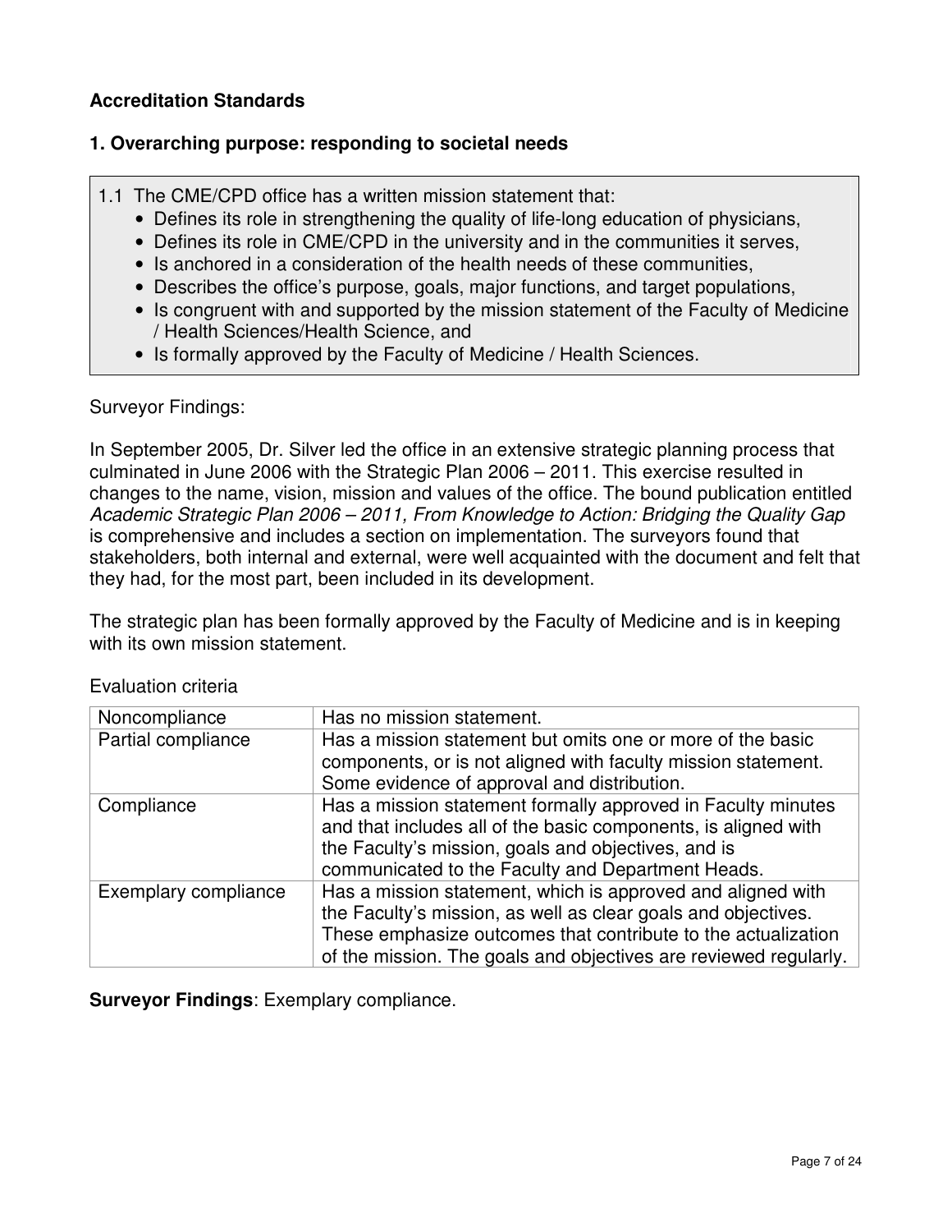## Accreditation Standards

### 1. Overarching purpose: responding to societal needs

1.1 The CME/CPD office has a written mission statement that:

- Defines its role in strengthening the quality of life-long education of physicians,
- Defines its role in CME/CPD in the university and in the communities it serves,
- Is anchored in a consideration of the health needs of these communities,
- Describes the office's purpose, goals, major functions, and target populations,
- Is congruent with and supported by the mission statement of the Faculty of Medicine / Health Sciences/Health Science, and
- Is formally approved by the Faculty of Medicine / Health Sciences.

Surveyor Findings:

In September 2005, Dr. Silver led the office in an extensive strategic planning process that culminated in June 2006 with the Strategic Plan 2006 – 2011. This exercise resulted in changes to the name, vision, mission and values of the office. The bound publication entitled *Academic Strategic Plan 2006 – 2011, From Knowledge to Action: Bridging the Quality Gap* is comprehensive and includes a section on implementation. The surveyors found that stakeholders, both internal and external, were well acquainted with the document and felt that they had, for the most part, been included in its development.

The strategic plan has been formally approved by the Faculty of Medicine and is in keeping with its own mission statement.

Evaluation criteria

| | |
|---|---|
| Noncompliance | Has no mission statement. |
| Partial compliance | Has a mission statement but omits one or more of the basic components, or is not aligned with faculty mission statement. Some evidence of approval and distribution. |
| Compliance | Has a mission statement formally approved in Faculty minutes and that includes all of the basic components, is aligned with the Faculty's mission, goals and objectives, and is communicated to the Faculty and Department Heads. |
| Exemplary compliance | Has a mission statement, which is approved and aligned with the Faculty's mission, as well as clear goals and objectives. These emphasize outcomes that contribute to the actualization of the mission. The goals and objectives are reviewed regularly. |

**Surveyor Findings**: Exemplary compliance.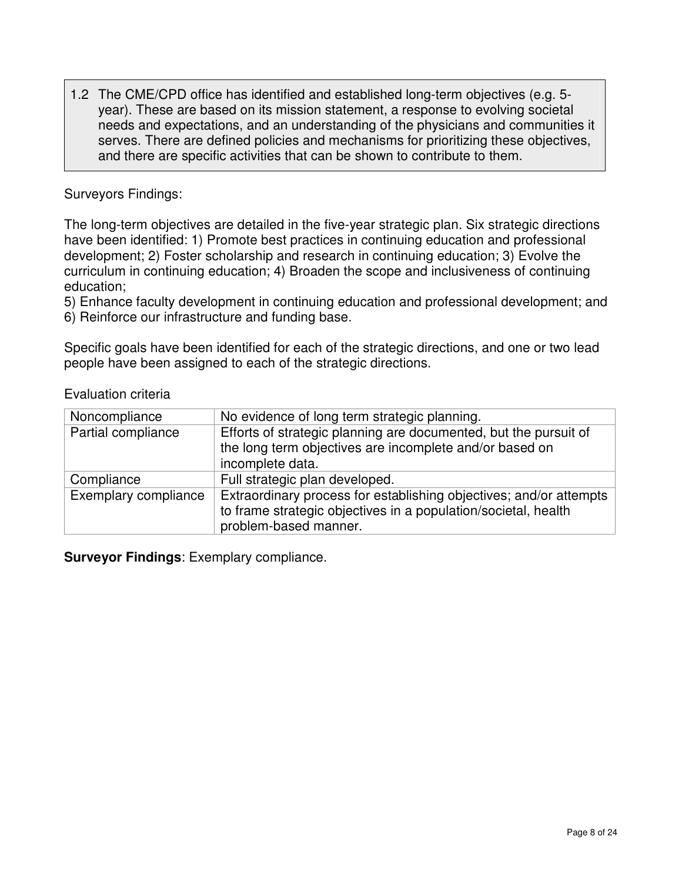1.2 The CME/CPD office has identified and established long-term objectives (e.g. 5-year). These are based on its mission statement, a response to evolving societal needs and expectations, and an understanding of the physicians and communities it serves. There are defined policies and mechanisms for prioritizing these objectives, and there are specific activities that can be shown to contribute to them.

Surveyors Findings:

The long-term objectives are detailed in the five-year strategic plan. Six strategic directions have been identified: 1) Promote best practices in continuing education and professional development; 2) Foster scholarship and research in continuing education; 3) Evolve the curriculum in continuing education; 4) Broaden the scope and inclusiveness of continuing education;
5) Enhance faculty development in continuing education and professional development; and
6) Reinforce our infrastructure and funding base.

Specific goals have been identified for each of the strategic directions, and one or two lead people have been assigned to each of the strategic directions.

Evaluation criteria

| | |
|---|---|
| Noncompliance | No evidence of long term strategic planning. |
| Partial compliance | Efforts of strategic planning are documented, but the pursuit of the long term objectives are incomplete and/or based on incomplete data. |
| Compliance | Full strategic plan developed. |
| Exemplary compliance | Extraordinary process for establishing objectives; and/or attempts to frame strategic objectives in a population/societal, health problem-based manner. |

**Surveyor Findings**: Exemplary compliance.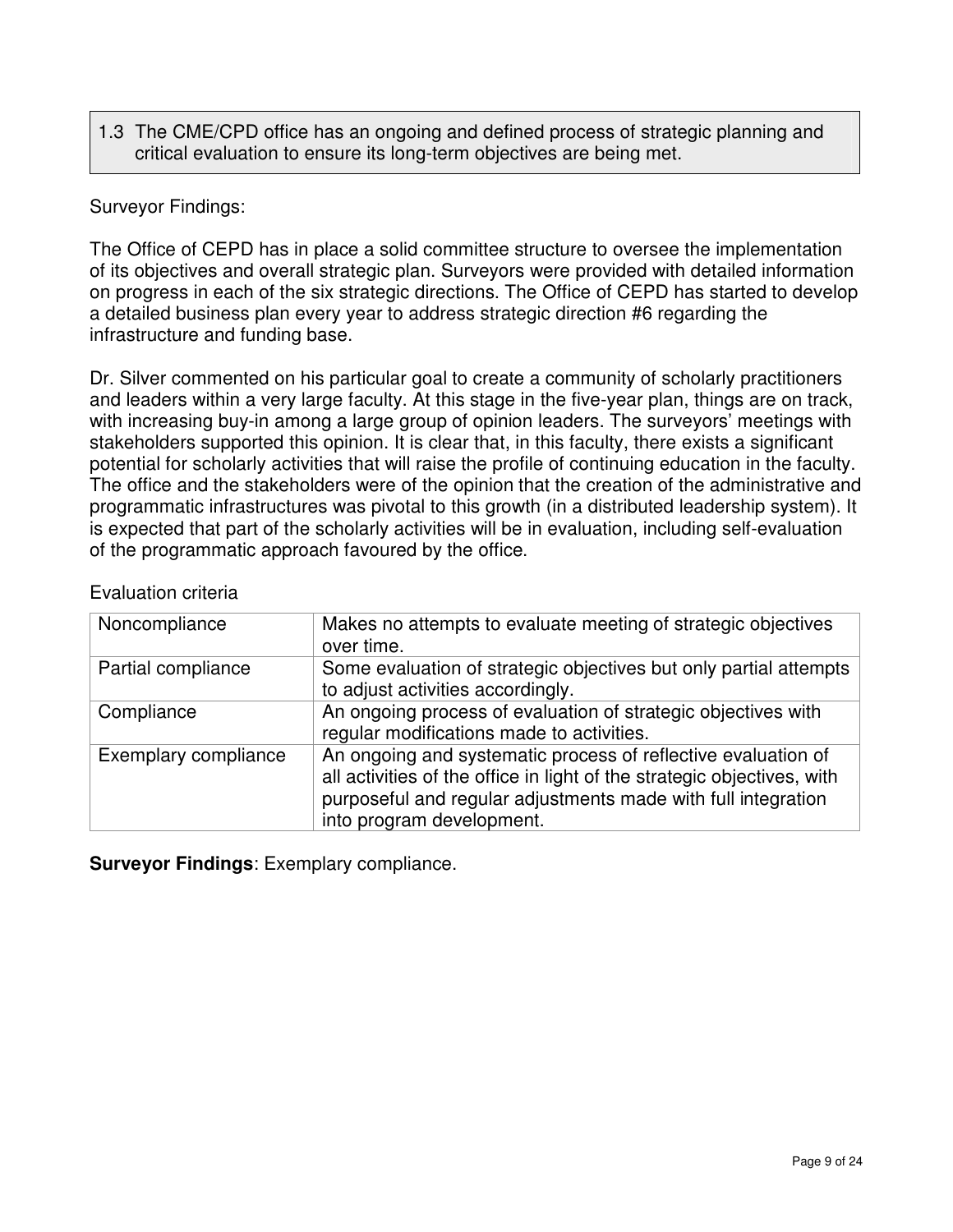1.3 The CME/CPD office has an ongoing and defined process of strategic planning and critical evaluation to ensure its long-term objectives are being met.

Surveyor Findings:

The Office of CEPD has in place a solid committee structure to oversee the implementation of its objectives and overall strategic plan. Surveyors were provided with detailed information on progress in each of the six strategic directions. The Office of CEPD has started to develop a detailed business plan every year to address strategic direction #6 regarding the infrastructure and funding base.

Dr. Silver commented on his particular goal to create a community of scholarly practitioners and leaders within a very large faculty. At this stage in the five-year plan, things are on track, with increasing buy-in among a large group of opinion leaders. The surveyors' meetings with stakeholders supported this opinion. It is clear that, in this faculty, there exists a significant potential for scholarly activities that will raise the profile of continuing education in the faculty. The office and the stakeholders were of the opinion that the creation of the administrative and programmatic infrastructures was pivotal to this growth (in a distributed leadership system). It is expected that part of the scholarly activities will be in evaluation, including self-evaluation of the programmatic approach favoured by the office.

Evaluation criteria

| | |
|---|---|
| Noncompliance | Makes no attempts to evaluate meeting of strategic objectives over time. |
| Partial compliance | Some evaluation of strategic objectives but only partial attempts to adjust activities accordingly. |
| Compliance | An ongoing process of evaluation of strategic objectives with regular modifications made to activities. |
| Exemplary compliance | An ongoing and systematic process of reflective evaluation of all activities of the office in light of the strategic objectives, with purposeful and regular adjustments made with full integration into program development. |

**Surveyor Findings**: Exemplary compliance.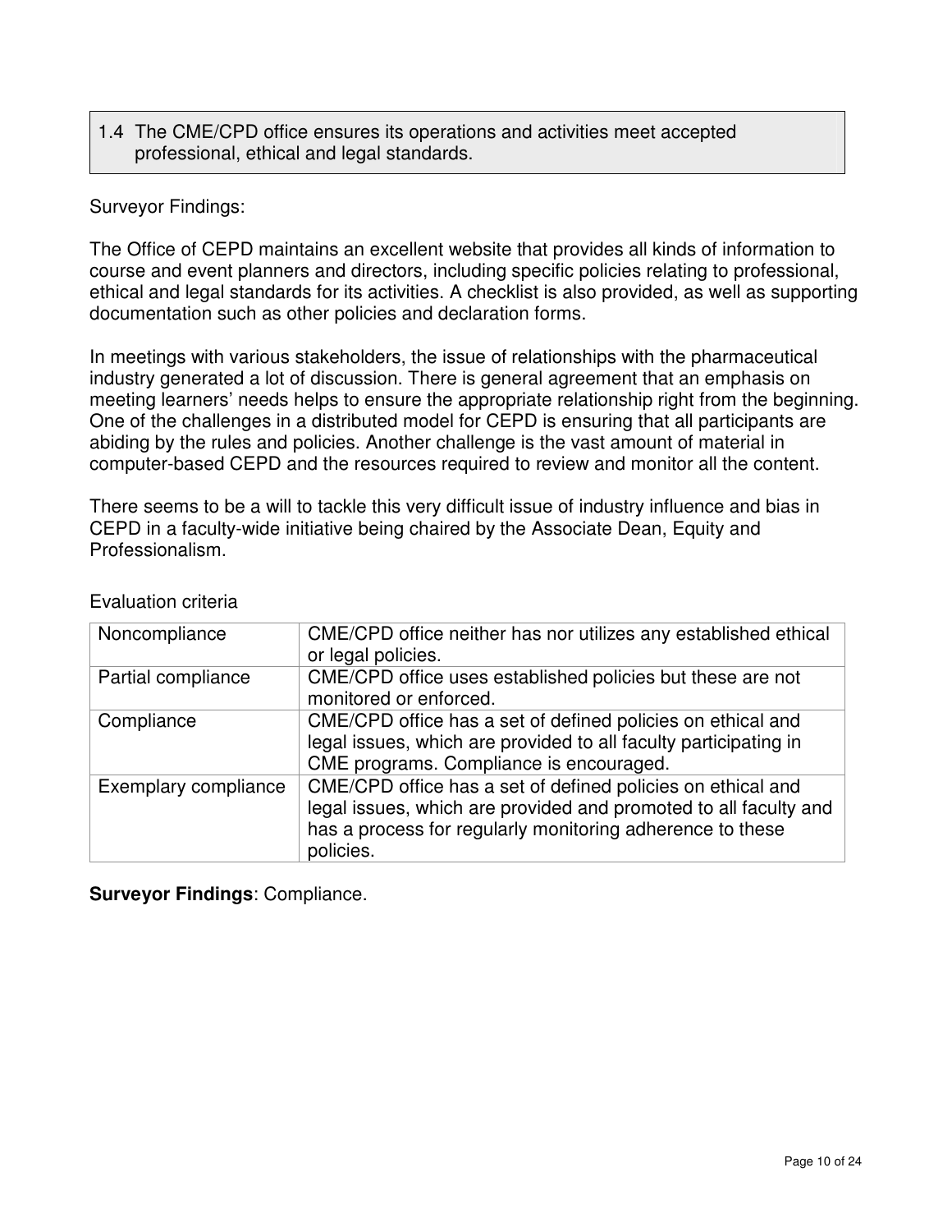> 1.4 The CME/CPD office ensures its operations and activities meet accepted professional, ethical and legal standards.

Surveyor Findings:

The Office of CEPD maintains an excellent website that provides all kinds of information to course and event planners and directors, including specific policies relating to professional, ethical and legal standards for its activities. A checklist is also provided, as well as supporting documentation such as other policies and declaration forms.

In meetings with various stakeholders, the issue of relationships with the pharmaceutical industry generated a lot of discussion. There is general agreement that an emphasis on meeting learners' needs helps to ensure the appropriate relationship right from the beginning. One of the challenges in a distributed model for CEPD is ensuring that all participants are abiding by the rules and policies. Another challenge is the vast amount of material in computer-based CEPD and the resources required to review and monitor all the content.

There seems to be a will to tackle this very difficult issue of industry influence and bias in CEPD in a faculty-wide initiative being chaired by the Associate Dean, Equity and Professionalism.

Evaluation criteria

| | |
|---|---|
| Noncompliance | CME/CPD office neither has nor utilizes any established ethical or legal policies. |
| Partial compliance | CME/CPD office uses established policies but these are not monitored or enforced. |
| Compliance | CME/CPD office has a set of defined policies on ethical and legal issues, which are provided to all faculty participating in CME programs. Compliance is encouraged. |
| Exemplary compliance | CME/CPD office has a set of defined policies on ethical and legal issues, which are provided and promoted to all faculty and has a process for regularly monitoring adherence to these policies. |

**Surveyor Findings**: Compliance.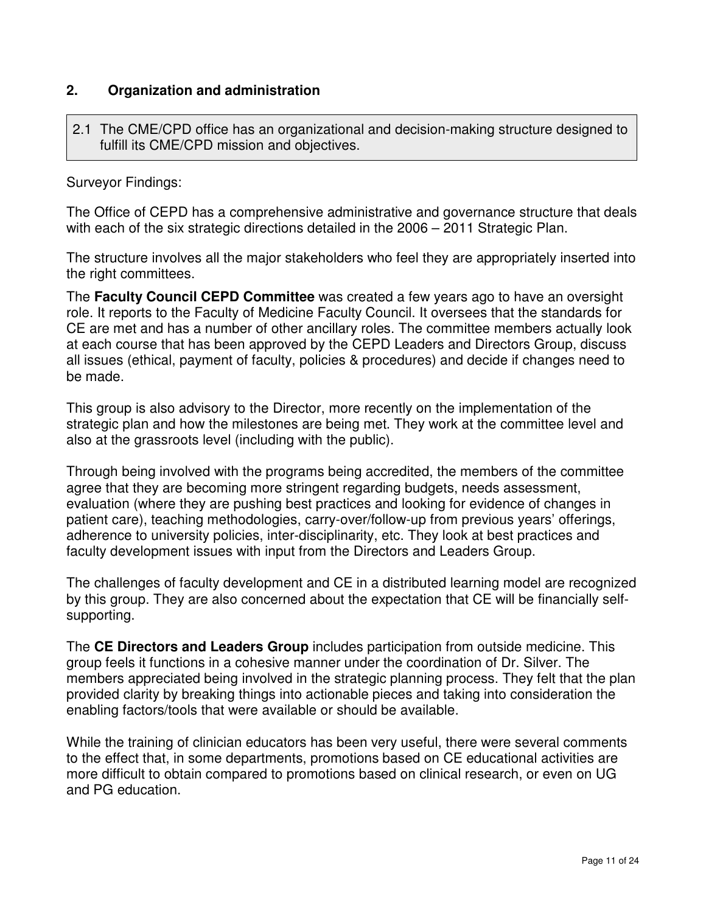## 2. Organization and administration

> 2.1 The CME/CPD office has an organizational and decision-making structure designed to fulfill its CME/CPD mission and objectives.

Surveyor Findings:

The Office of CEPD has a comprehensive administrative and governance structure that deals with each of the six strategic directions detailed in the 2006 – 2011 Strategic Plan.

The structure involves all the major stakeholders who feel they are appropriately inserted into the right committees.

The **Faculty Council CEPD Committee** was created a few years ago to have an oversight role. It reports to the Faculty of Medicine Faculty Council. It oversees that the standards for CE are met and has a number of other ancillary roles. The committee members actually look at each course that has been approved by the CEPD Leaders and Directors Group, discuss all issues (ethical, payment of faculty, policies & procedures) and decide if changes need to be made.

This group is also advisory to the Director, more recently on the implementation of the strategic plan and how the milestones are being met. They work at the committee level and also at the grassroots level (including with the public).

Through being involved with the programs being accredited, the members of the committee agree that they are becoming more stringent regarding budgets, needs assessment, evaluation (where they are pushing best practices and looking for evidence of changes in patient care), teaching methodologies, carry-over/follow-up from previous years' offerings, adherence to university policies, inter-disciplinarity, etc. They look at best practices and faculty development issues with input from the Directors and Leaders Group.

The challenges of faculty development and CE in a distributed learning model are recognized by this group. They are also concerned about the expectation that CE will be financially self-supporting.

The **CE Directors and Leaders Group** includes participation from outside medicine. This group feels it functions in a cohesive manner under the coordination of Dr. Silver. The members appreciated being involved in the strategic planning process. They felt that the plan provided clarity by breaking things into actionable pieces and taking into consideration the enabling factors/tools that were available or should be available.

While the training of clinician educators has been very useful, there were several comments to the effect that, in some departments, promotions based on CE educational activities are more difficult to obtain compared to promotions based on clinical research, or even on UG and PG education.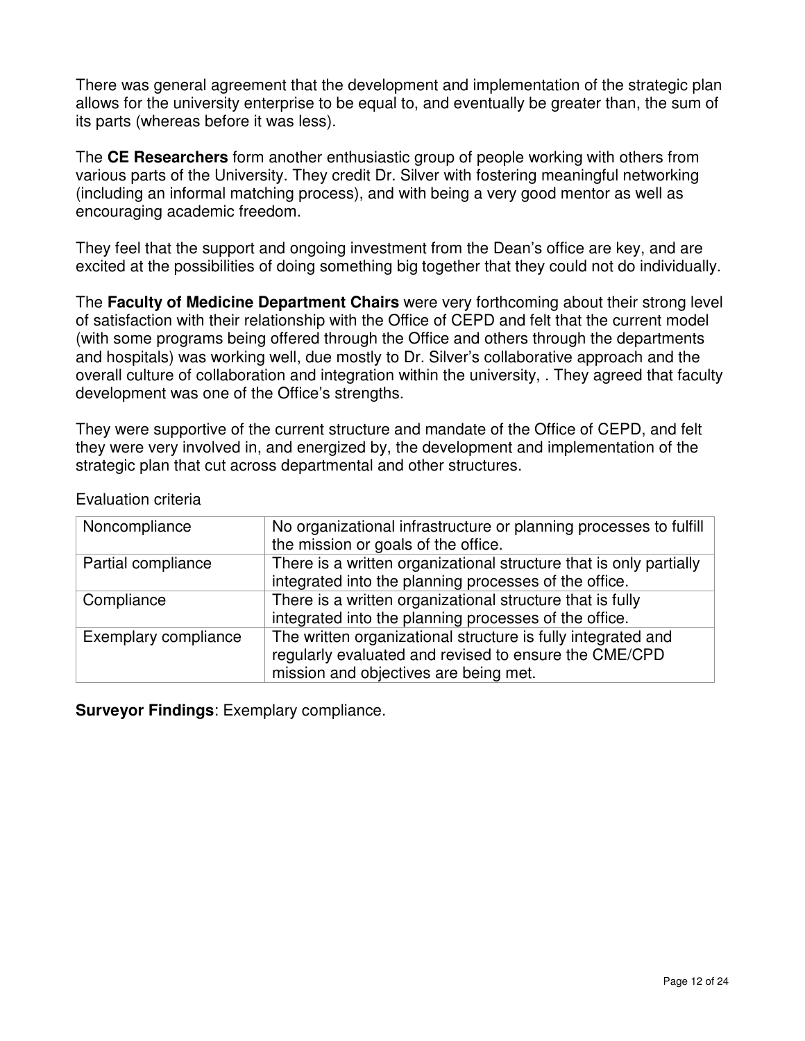There was general agreement that the development and implementation of the strategic plan allows for the university enterprise to be equal to, and eventually be greater than, the sum of its parts (whereas before it was less).

The **CE Researchers** form another enthusiastic group of people working with others from various parts of the University. They credit Dr. Silver with fostering meaningful networking (including an informal matching process), and with being a very good mentor as well as encouraging academic freedom.

They feel that the support and ongoing investment from the Dean's office are key, and are excited at the possibilities of doing something big together that they could not do individually.

The **Faculty of Medicine Department Chairs** were very forthcoming about their strong level of satisfaction with their relationship with the Office of CEPD and felt that the current model (with some programs being offered through the Office and others through the departments and hospitals) was working well, due mostly to Dr. Silver's collaborative approach and the overall culture of collaboration and integration within the university, . They agreed that faculty development was one of the Office's strengths.

They were supportive of the current structure and mandate of the Office of CEPD, and felt they were very involved in, and energized by, the development and implementation of the strategic plan that cut across departmental and other structures.

Evaluation criteria

| | |
|---|---|
| Noncompliance | No organizational infrastructure or planning processes to fulfill the mission or goals of the office. |
| Partial compliance | There is a written organizational structure that is only partially integrated into the planning processes of the office. |
| Compliance | There is a written organizational structure that is fully integrated into the planning processes of the office. |
| Exemplary compliance | The written organizational structure is fully integrated and regularly evaluated and revised to ensure the CME/CPD mission and objectives are being met. |

**Surveyor Findings**: Exemplary compliance.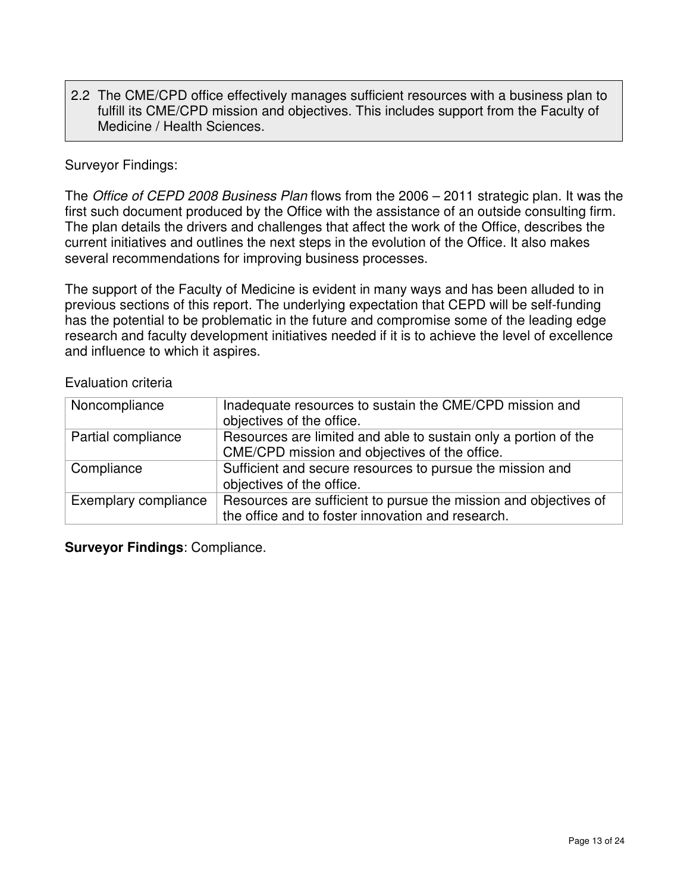> 2.2 The CME/CPD office effectively manages sufficient resources with a business plan to fulfill its CME/CPD mission and objectives. This includes support from the Faculty of Medicine / Health Sciences.

Surveyor Findings:

The *Office of CEPD 2008 Business Plan* flows from the 2006 – 2011 strategic plan. It was the first such document produced by the Office with the assistance of an outside consulting firm. The plan details the drivers and challenges that affect the work of the Office, describes the current initiatives and outlines the next steps in the evolution of the Office. It also makes several recommendations for improving business processes.

The support of the Faculty of Medicine is evident in many ways and has been alluded to in previous sections of this report. The underlying expectation that CEPD will be self-funding has the potential to be problematic in the future and compromise some of the leading edge research and faculty development initiatives needed if it is to achieve the level of excellence and influence to which it aspires.

Evaluation criteria

| | |
|---|---|
| Noncompliance | Inadequate resources to sustain the CME/CPD mission and objectives of the office. |
| Partial compliance | Resources are limited and able to sustain only a portion of the CME/CPD mission and objectives of the office. |
| Compliance | Sufficient and secure resources to pursue the mission and objectives of the office. |
| Exemplary compliance | Resources are sufficient to pursue the mission and objectives of the office and to foster innovation and research. |

**Surveyor Findings**: Compliance.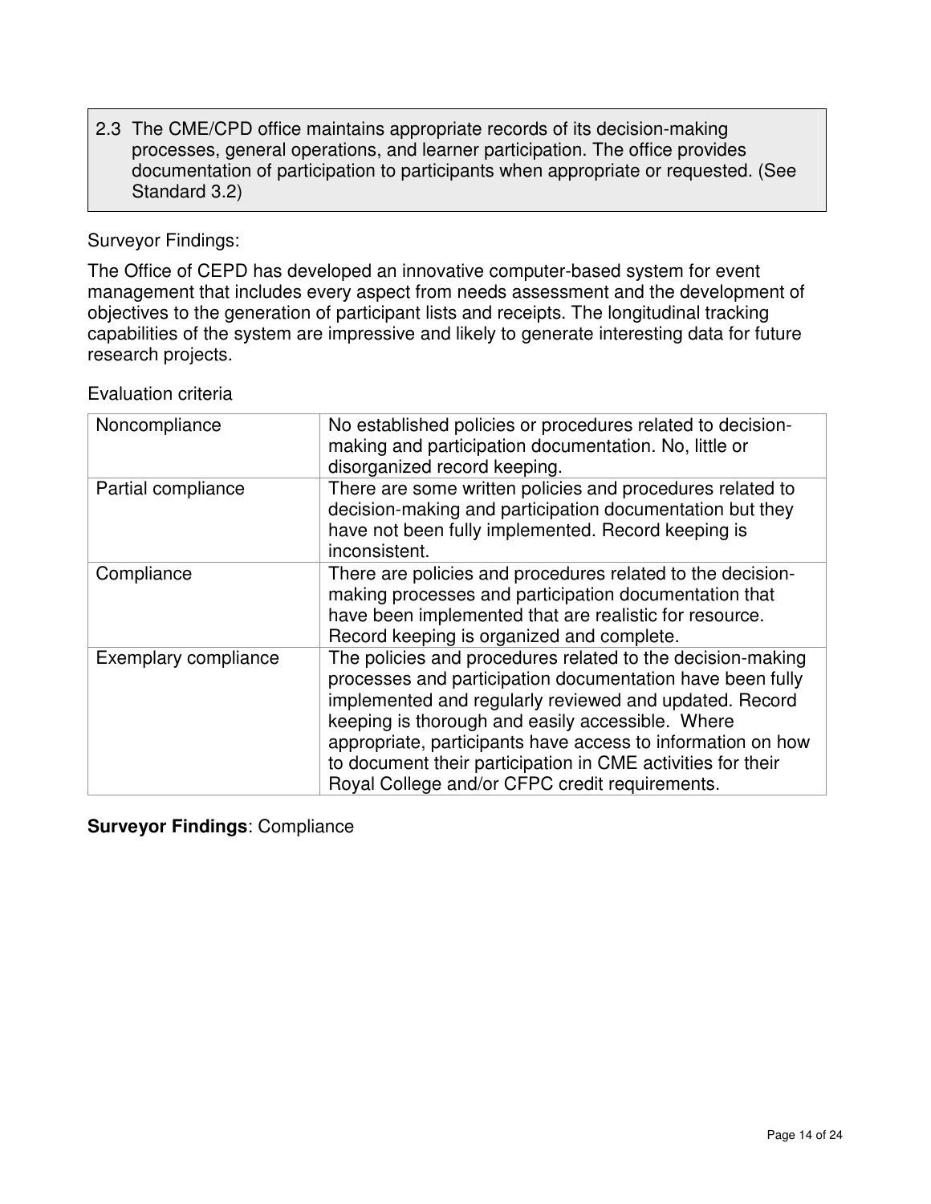2.3 The CME/CPD office maintains appropriate records of its decision-making processes, general operations, and learner participation. The office provides documentation of participation to participants when appropriate or requested. (See Standard 3.2)

Surveyor Findings:

The Office of CEPD has developed an innovative computer-based system for event management that includes every aspect from needs assessment and the development of objectives to the generation of participant lists and receipts. The longitudinal tracking capabilities of the system are impressive and likely to generate interesting data for future research projects.

Evaluation criteria

| | |
|---|---|
| Noncompliance | No established policies or procedures related to decision-making and participation documentation. No, little or disorganized record keeping. |
| Partial compliance | There are some written policies and procedures related to decision-making and participation documentation but they have not been fully implemented. Record keeping is inconsistent. |
| Compliance | There are policies and procedures related to the decision-making processes and participation documentation that have been implemented that are realistic for resource. Record keeping is organized and complete. |
| Exemplary compliance | The policies and procedures related to the decision-making processes and participation documentation have been fully implemented and regularly reviewed and updated. Record keeping is thorough and easily accessible. Where appropriate, participants have access to information on how to document their participation in CME activities for their Royal College and/or CFPC credit requirements. |

**Surveyor Findings**: Compliance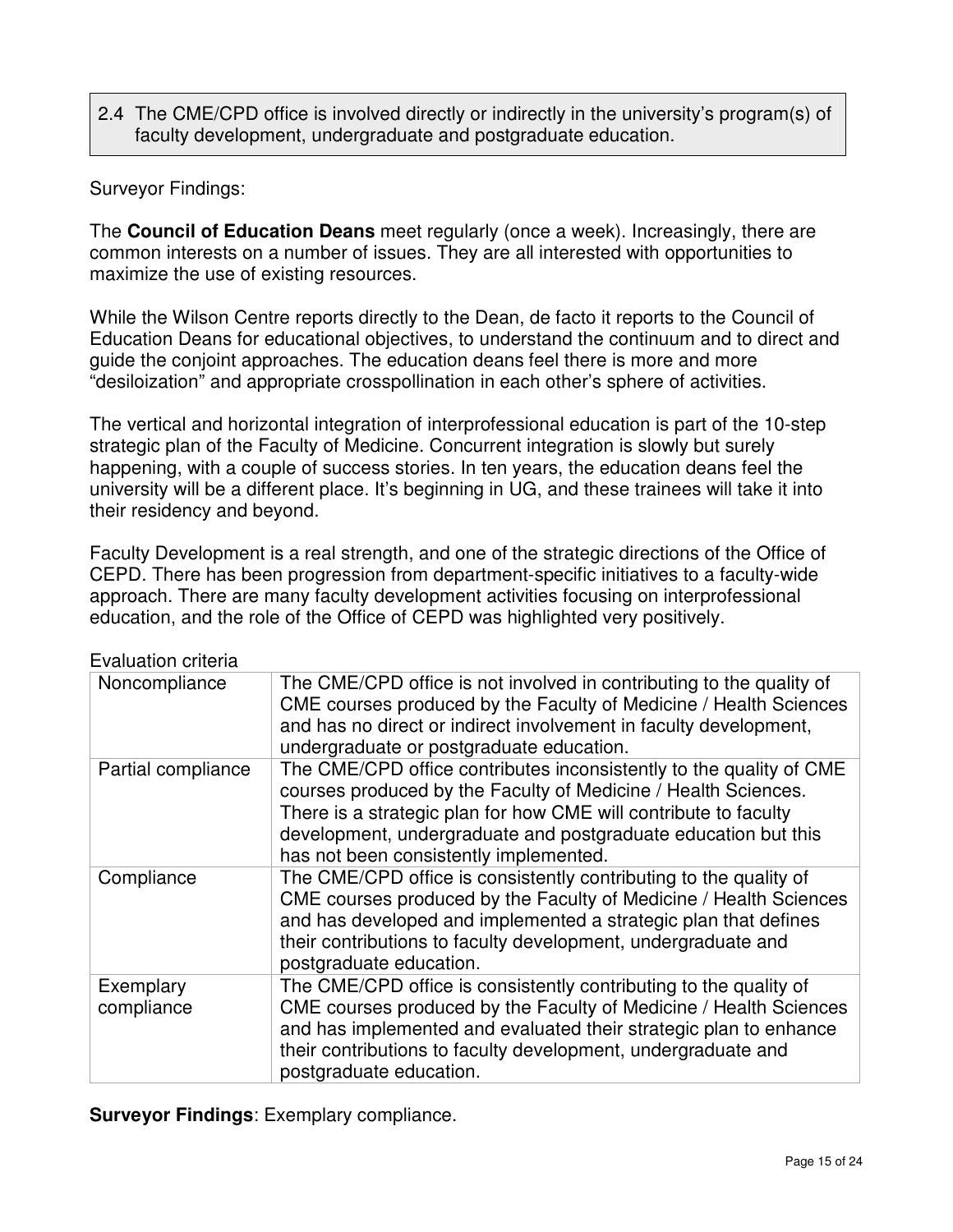2.4 The CME/CPD office is involved directly or indirectly in the university's program(s) of faculty development, undergraduate and postgraduate education.

Surveyor Findings:

The **Council of Education Deans** meet regularly (once a week). Increasingly, there are common interests on a number of issues. They are all interested with opportunities to maximize the use of existing resources.

While the Wilson Centre reports directly to the Dean, de facto it reports to the Council of Education Deans for educational objectives, to understand the continuum and to direct and guide the conjoint approaches. The education deans feel there is more and more "desiloization" and appropriate crosspollination in each other's sphere of activities.

The vertical and horizontal integration of interprofessional education is part of the 10-step strategic plan of the Faculty of Medicine. Concurrent integration is slowly but surely happening, with a couple of success stories. In ten years, the education deans feel the university will be a different place. It's beginning in UG, and these trainees will take it into their residency and beyond.

Faculty Development is a real strength, and one of the strategic directions of the Office of CEPD. There has been progression from department-specific initiatives to a faculty-wide approach. There are many faculty development activities focusing on interprofessional education, and the role of the Office of CEPD was highlighted very positively.

Evaluation criteria

| | |
|---|---|
| Noncompliance | The CME/CPD office is not involved in contributing to the quality of CME courses produced by the Faculty of Medicine / Health Sciences and has no direct or indirect involvement in faculty development, undergraduate or postgraduate education. |
| Partial compliance | The CME/CPD office contributes inconsistently to the quality of CME courses produced by the Faculty of Medicine / Health Sciences. There is a strategic plan for how CME will contribute to faculty development, undergraduate and postgraduate education but this has not been consistently implemented. |
| Compliance | The CME/CPD office is consistently contributing to the quality of CME courses produced by the Faculty of Medicine / Health Sciences and has developed and implemented a strategic plan that defines their contributions to faculty development, undergraduate and postgraduate education. |
| Exemplary compliance | The CME/CPD office is consistently contributing to the quality of CME courses produced by the Faculty of Medicine / Health Sciences and has implemented and evaluated their strategic plan to enhance their contributions to faculty development, undergraduate and postgraduate education. |

**Surveyor Findings**: Exemplary compliance.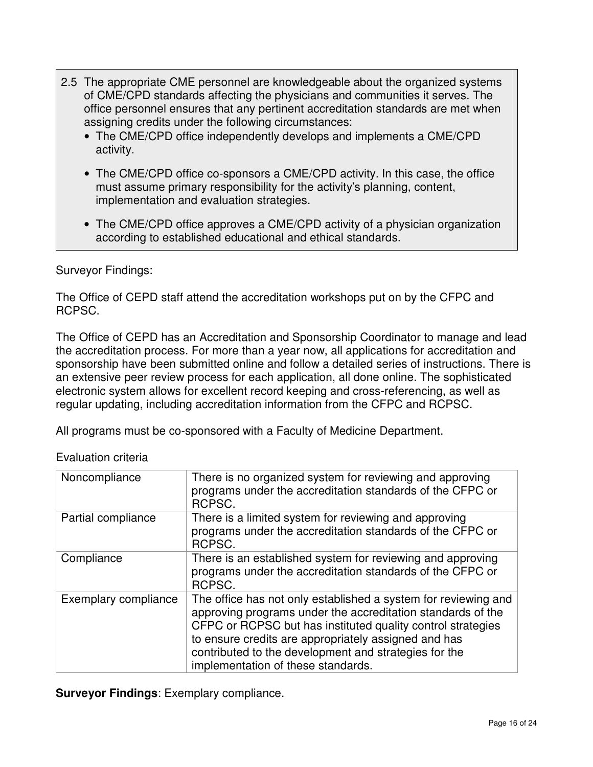2.5 The appropriate CME personnel are knowledgeable about the organized systems of CME/CPD standards affecting the physicians and communities it serves. The office personnel ensures that any pertinent accreditation standards are met when assigning credits under the following circumstances:

- The CME/CPD office independently develops and implements a CME/CPD activity.
- The CME/CPD office co-sponsors a CME/CPD activity. In this case, the office must assume primary responsibility for the activity's planning, content, implementation and evaluation strategies.
- The CME/CPD office approves a CME/CPD activity of a physician organization according to established educational and ethical standards.

Surveyor Findings:

The Office of CEPD staff attend the accreditation workshops put on by the CFPC and RCPSC.

The Office of CEPD has an Accreditation and Sponsorship Coordinator to manage and lead the accreditation process. For more than a year now, all applications for accreditation and sponsorship have been submitted online and follow a detailed series of instructions. There is an extensive peer review process for each application, all done online. The sophisticated electronic system allows for excellent record keeping and cross-referencing, as well as regular updating, including accreditation information from the CFPC and RCPSC.

All programs must be co-sponsored with a Faculty of Medicine Department.

Evaluation criteria

| | |
|---|---|
| Noncompliance | There is no organized system for reviewing and approving programs under the accreditation standards of the CFPC or RCPSC. |
| Partial compliance | There is a limited system for reviewing and approving programs under the accreditation standards of the CFPC or RCPSC. |
| Compliance | There is an established system for reviewing and approving programs under the accreditation standards of the CFPC or RCPSC. |
| Exemplary compliance | The office has not only established a system for reviewing and approving programs under the accreditation standards of the CFPC or RCPSC but has instituted quality control strategies to ensure credits are appropriately assigned and has contributed to the development and strategies for the implementation of these standards. |

**Surveyor Findings**: Exemplary compliance.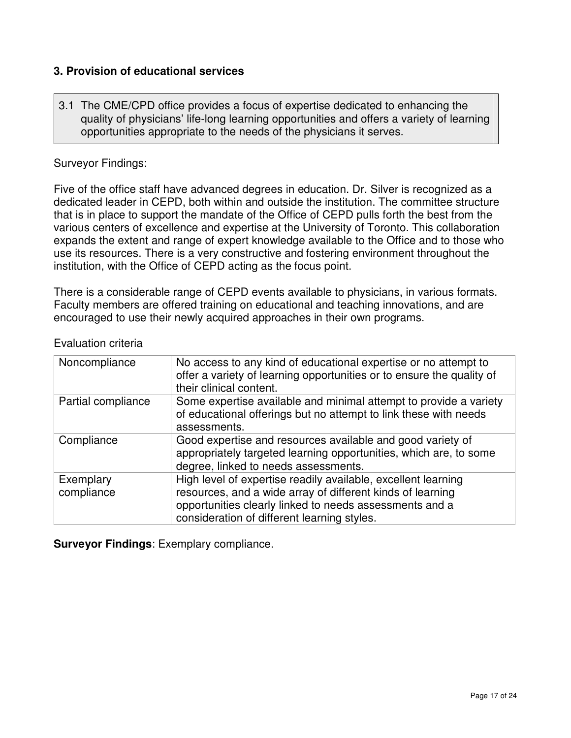### 3. Provision of educational services

> 3.1 The CME/CPD office provides a focus of expertise dedicated to enhancing the quality of physicians' life-long learning opportunities and offers a variety of learning opportunities appropriate to the needs of the physicians it serves.

Surveyor Findings:

Five of the office staff have advanced degrees in education. Dr. Silver is recognized as a dedicated leader in CEPD, both within and outside the institution. The committee structure that is in place to support the mandate of the Office of CEPD pulls forth the best from the various centers of excellence and expertise at the University of Toronto. This collaboration expands the extent and range of expert knowledge available to the Office and to those who use its resources. There is a very constructive and fostering environment throughout the institution, with the Office of CEPD acting as the focus point.

There is a considerable range of CEPD events available to physicians, in various formats. Faculty members are offered training on educational and teaching innovations, and are encouraged to use their newly acquired approaches in their own programs.

Evaluation criteria

| | |
|---|---|
| Noncompliance | No access to any kind of educational expertise or no attempt to offer a variety of learning opportunities or to ensure the quality of their clinical content. |
| Partial compliance | Some expertise available and minimal attempt to provide a variety of educational offerings but no attempt to link these with needs assessments. |
| Compliance | Good expertise and resources available and good variety of appropriately targeted learning opportunities, which are, to some degree, linked to needs assessments. |
| Exemplary compliance | High level of expertise readily available, excellent learning resources, and a wide array of different kinds of learning opportunities clearly linked to needs assessments and a consideration of different learning styles. |

**Surveyor Findings**: Exemplary compliance.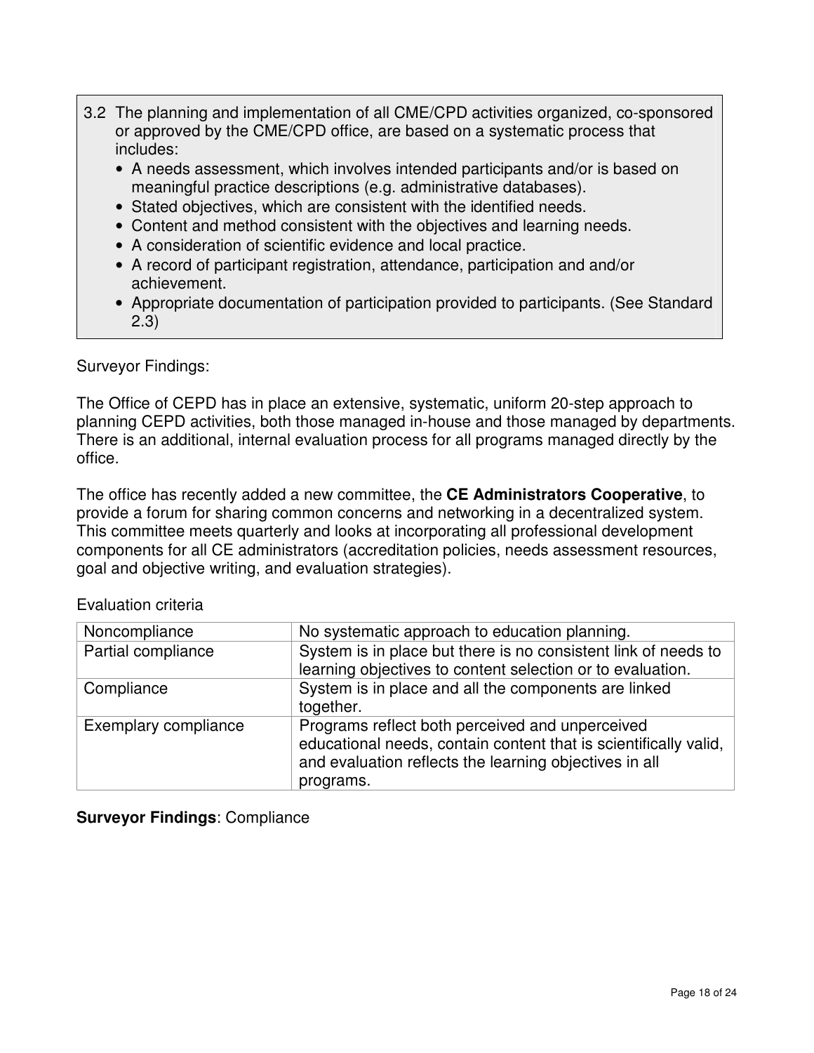3.2 The planning and implementation of all CME/CPD activities organized, co-sponsored or approved by the CME/CPD office, are based on a systematic process that includes:

- A needs assessment, which involves intended participants and/or is based on meaningful practice descriptions (e.g. administrative databases).
- Stated objectives, which are consistent with the identified needs.
- Content and method consistent with the objectives and learning needs.
- A consideration of scientific evidence and local practice.
- A record of participant registration, attendance, participation and and/or achievement.
- Appropriate documentation of participation provided to participants. (See Standard 2.3)

Surveyor Findings:

The Office of CEPD has in place an extensive, systematic, uniform 20-step approach to planning CEPD activities, both those managed in-house and those managed by departments. There is an additional, internal evaluation process for all programs managed directly by the office.

The office has recently added a new committee, the **CE Administrators Cooperative**, to provide a forum for sharing common concerns and networking in a decentralized system. This committee meets quarterly and looks at incorporating all professional development components for all CE administrators (accreditation policies, needs assessment resources, goal and objective writing, and evaluation strategies).

Evaluation criteria

| | |
|---|---|
| Noncompliance | No systematic approach to education planning. |
| Partial compliance | System is in place but there is no consistent link of needs to learning objectives to content selection or to evaluation. |
| Compliance | System is in place and all the components are linked together. |
| Exemplary compliance | Programs reflect both perceived and unperceived educational needs, contain content that is scientifically valid, and evaluation reflects the learning objectives in all programs. |

**Surveyor Findings**: Compliance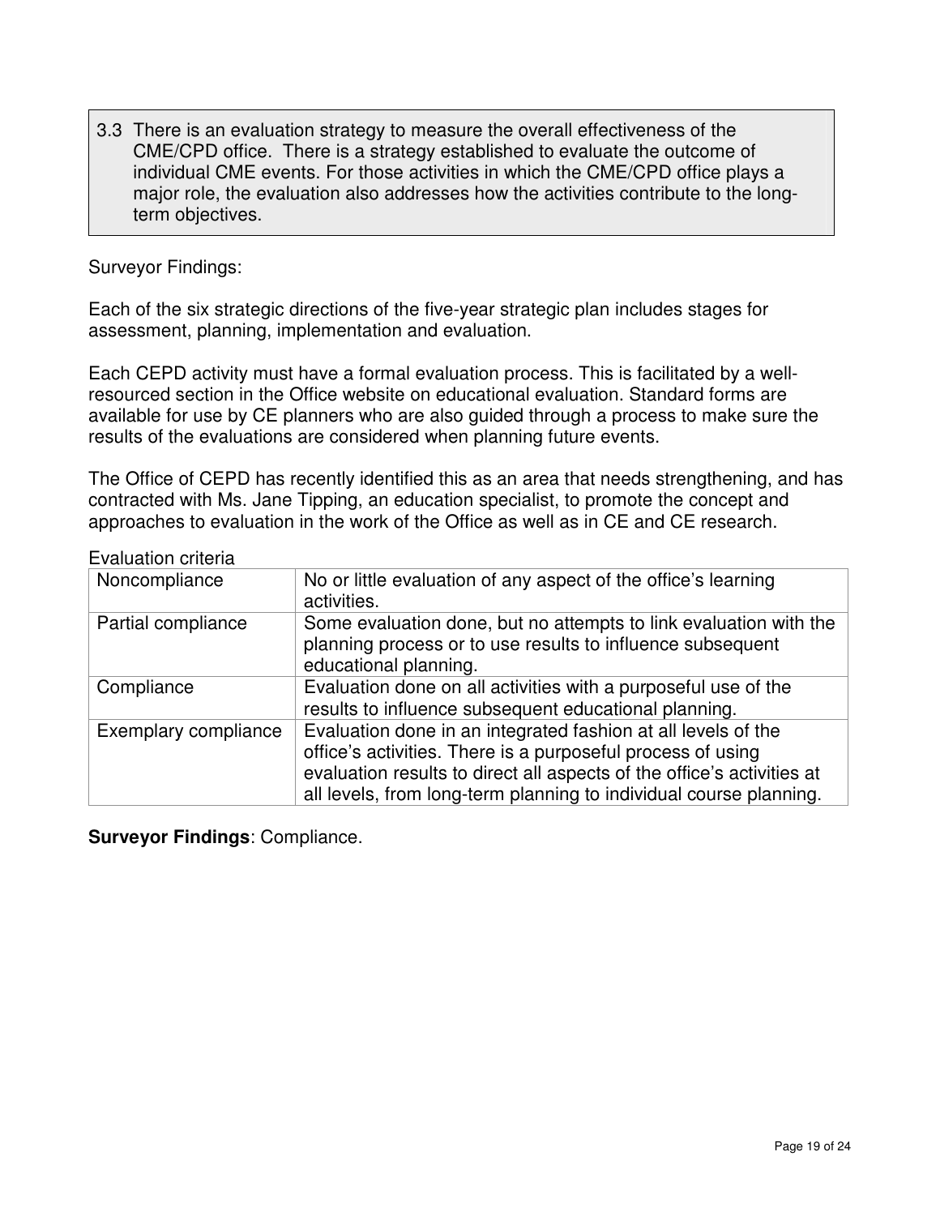> 3.3 There is an evaluation strategy to measure the overall effectiveness of the CME/CPD office. There is a strategy established to evaluate the outcome of individual CME events. For those activities in which the CME/CPD office plays a major role, the evaluation also addresses how the activities contribute to the long-term objectives.

Surveyor Findings:

Each of the six strategic directions of the five-year strategic plan includes stages for assessment, planning, implementation and evaluation.

Each CEPD activity must have a formal evaluation process. This is facilitated by a well-resourced section in the Office website on educational evaluation. Standard forms are available for use by CE planners who are also guided through a process to make sure the results of the evaluations are considered when planning future events.

The Office of CEPD has recently identified this as an area that needs strengthening, and has contracted with Ms. Jane Tipping, an education specialist, to promote the concept and approaches to evaluation in the work of the Office as well as in CE and CE research.

Evaluation criteria

| | |
|---|---|
| Noncompliance | No or little evaluation of any aspect of the office's learning activities. |
| Partial compliance | Some evaluation done, but no attempts to link evaluation with the planning process or to use results to influence subsequent educational planning. |
| Compliance | Evaluation done on all activities with a purposeful use of the results to influence subsequent educational planning. |
| Exemplary compliance | Evaluation done in an integrated fashion at all levels of the office's activities. There is a purposeful process of using evaluation results to direct all aspects of the office's activities at all levels, from long-term planning to individual course planning. |

**Surveyor Findings**: Compliance.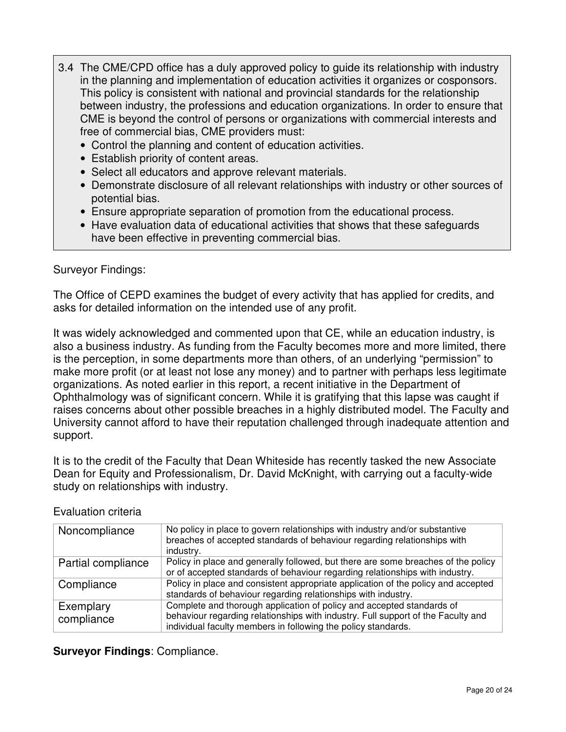3.4 The CME/CPD office has a duly approved policy to guide its relationship with industry in the planning and implementation of education activities it organizes or cosponsors. This policy is consistent with national and provincial standards for the relationship between industry, the professions and education organizations. In order to ensure that CME is beyond the control of persons or organizations with commercial interests and free of commercial bias, CME providers must:

- Control the planning and content of education activities.
- Establish priority of content areas.
- Select all educators and approve relevant materials.
- Demonstrate disclosure of all relevant relationships with industry or other sources of potential bias.
- Ensure appropriate separation of promotion from the educational process.
- Have evaluation data of educational activities that shows that these safeguards have been effective in preventing commercial bias.

Surveyor Findings:

The Office of CEPD examines the budget of every activity that has applied for credits, and asks for detailed information on the intended use of any profit.

It was widely acknowledged and commented upon that CE, while an education industry, is also a business industry. As funding from the Faculty becomes more and more limited, there is the perception, in some departments more than others, of an underlying "permission" to make more profit (or at least not lose any money) and to partner with perhaps less legitimate organizations. As noted earlier in this report, a recent initiative in the Department of Ophthalmology was of significant concern. While it is gratifying that this lapse was caught if raises concerns about other possible breaches in a highly distributed model. The Faculty and University cannot afford to have their reputation challenged through inadequate attention and support.

It is to the credit of the Faculty that Dean Whiteside has recently tasked the new Associate Dean for Equity and Professionalism, Dr. David McKnight, with carrying out a faculty-wide study on relationships with industry.

Evaluation criteria

| | |
|---|---|
| Noncompliance | No policy in place to govern relationships with industry and/or substantive breaches of accepted standards of behaviour regarding relationships with industry. |
| Partial compliance | Policy in place and generally followed, but there are some breaches of the policy or of accepted standards of behaviour regarding relationships with industry. |
| Compliance | Policy in place and consistent appropriate application of the policy and accepted standards of behaviour regarding relationships with industry. |
| Exemplary compliance | Complete and thorough application of policy and accepted standards of behaviour regarding relationships with industry. Full support of the Faculty and individual faculty members in following the policy standards. |

**Surveyor Findings**: Compliance.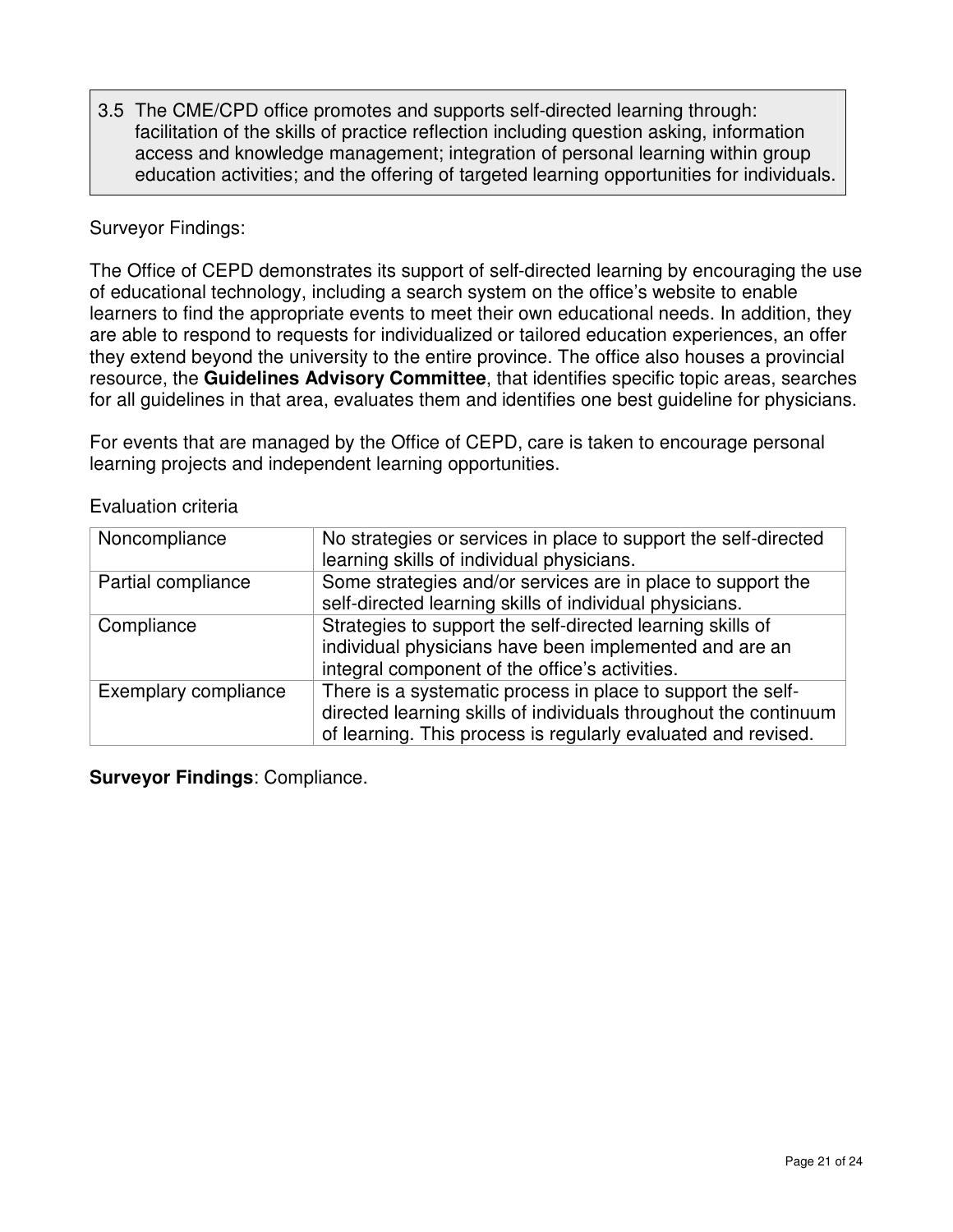> 3.5 The CME/CPD office promotes and supports self-directed learning through: facilitation of the skills of practice reflection including question asking, information access and knowledge management; integration of personal learning within group education activities; and the offering of targeted learning opportunities for individuals.

Surveyor Findings:

The Office of CEPD demonstrates its support of self-directed learning by encouraging the use of educational technology, including a search system on the office's website to enable learners to find the appropriate events to meet their own educational needs. In addition, they are able to respond to requests for individualized or tailored education experiences, an offer they extend beyond the university to the entire province. The office also houses a provincial resource, the **Guidelines Advisory Committee**, that identifies specific topic areas, searches for all guidelines in that area, evaluates them and identifies one best guideline for physicians.

For events that are managed by the Office of CEPD, care is taken to encourage personal learning projects and independent learning opportunities.

Evaluation criteria

| | |
|---|---|
| Noncompliance | No strategies or services in place to support the self-directed learning skills of individual physicians. |
| Partial compliance | Some strategies and/or services are in place to support the self-directed learning skills of individual physicians. |
| Compliance | Strategies to support the self-directed learning skills of individual physicians have been implemented and are an integral component of the office's activities. |
| Exemplary compliance | There is a systematic process in place to support the self-directed learning skills of individuals throughout the continuum of learning. This process is regularly evaluated and revised. |

**Surveyor Findings**: Compliance.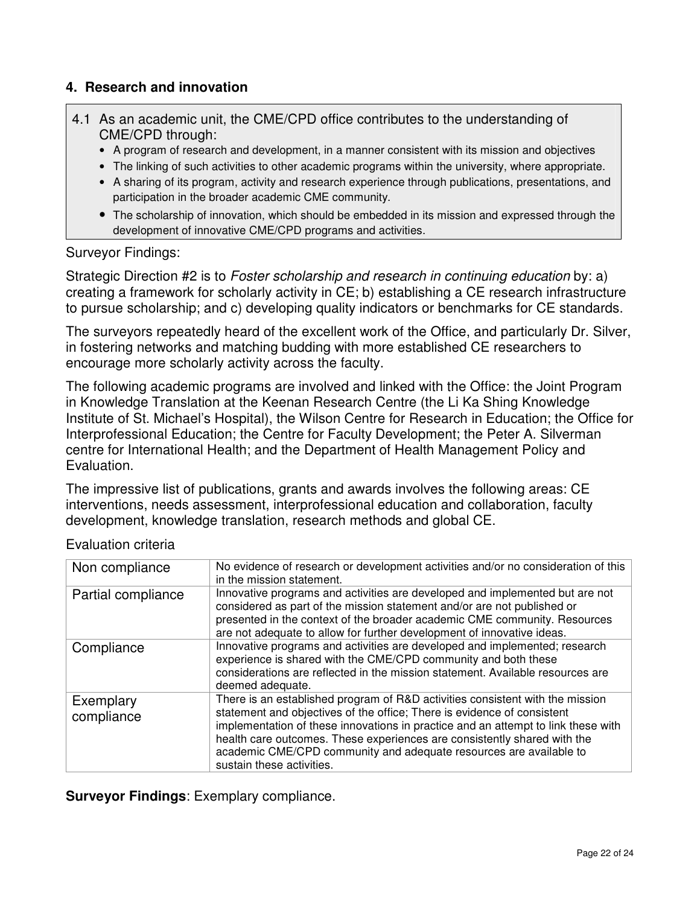## 4. Research and innovation

4.1 As an academic unit, the CME/CPD office contributes to the understanding of CME/CPD through:

- A program of research and development, in a manner consistent with its mission and objectives
- The linking of such activities to other academic programs within the university, where appropriate.
- A sharing of its program, activity and research experience through publications, presentations, and participation in the broader academic CME community.
- The scholarship of innovation, which should be embedded in its mission and expressed through the development of innovative CME/CPD programs and activities.

Surveyor Findings:

Strategic Direction #2 is to *Foster scholarship and research in continuing education* by: a) creating a framework for scholarly activity in CE; b) establishing a CE research infrastructure to pursue scholarship; and c) developing quality indicators or benchmarks for CE standards.

The surveyors repeatedly heard of the excellent work of the Office, and particularly Dr. Silver, in fostering networks and matching budding with more established CE researchers to encourage more scholarly activity across the faculty.

The following academic programs are involved and linked with the Office: the Joint Program in Knowledge Translation at the Keenan Research Centre (the Li Ka Shing Knowledge Institute of St. Michael's Hospital), the Wilson Centre for Research in Education; the Office for Interprofessional Education; the Centre for Faculty Development; the Peter A. Silverman centre for International Health; and the Department of Health Management Policy and Evaluation.

The impressive list of publications, grants and awards involves the following areas: CE interventions, needs assessment, interprofessional education and collaboration, faculty development, knowledge translation, research methods and global CE.

Evaluation criteria

| | |
|---|---|
| Non compliance | No evidence of research or development activities and/or no consideration of this in the mission statement. |
| Partial compliance | Innovative programs and activities are developed and implemented but are not considered as part of the mission statement and/or are not published or presented in the context of the broader academic CME community. Resources are not adequate to allow for further development of innovative ideas. |
| Compliance | Innovative programs and activities are developed and implemented; research experience is shared with the CME/CPD community and both these considerations are reflected in the mission statement. Available resources are deemed adequate. |
| Exemplary compliance | There is an established program of R&D activities consistent with the mission statement and objectives of the office; There is evidence of consistent implementation of these innovations in practice and an attempt to link these with health care outcomes. These experiences are consistently shared with the academic CME/CPD community and adequate resources are available to sustain these activities. |

**Surveyor Findings**: Exemplary compliance.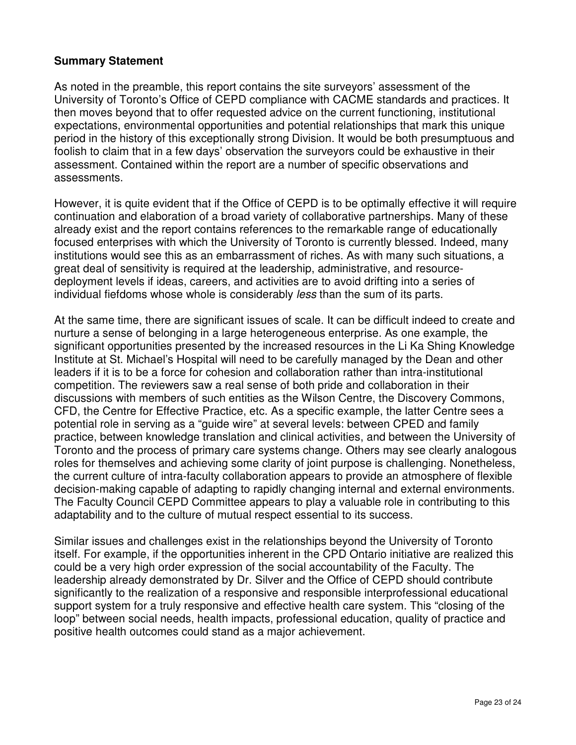**Summary Statement**

As noted in the preamble, this report contains the site surveyors' assessment of the University of Toronto's Office of CEPD compliance with CACME standards and practices. It then moves beyond that to offer requested advice on the current functioning, institutional expectations, environmental opportunities and potential relationships that mark this unique period in the history of this exceptionally strong Division. It would be both presumptuous and foolish to claim that in a few days' observation the surveyors could be exhaustive in their assessment. Contained within the report are a number of specific observations and assessments.

However, it is quite evident that if the Office of CEPD is to be optimally effective it will require continuation and elaboration of a broad variety of collaborative partnerships. Many of these already exist and the report contains references to the remarkable range of educationally focused enterprises with which the University of Toronto is currently blessed. Indeed, many institutions would see this as an embarrassment of riches. As with many such situations, a great deal of sensitivity is required at the leadership, administrative, and resource-deployment levels if ideas, careers, and activities are to avoid drifting into a series of individual fiefdoms whose whole is considerably *less* than the sum of its parts.

At the same time, there are significant issues of scale. It can be difficult indeed to create and nurture a sense of belonging in a large heterogeneous enterprise. As one example, the significant opportunities presented by the increased resources in the Li Ka Shing Knowledge Institute at St. Michael's Hospital will need to be carefully managed by the Dean and other leaders if it is to be a force for cohesion and collaboration rather than intra-institutional competition. The reviewers saw a real sense of both pride and collaboration in their discussions with members of such entities as the Wilson Centre, the Discovery Commons, CFD, the Centre for Effective Practice, etc. As a specific example, the latter Centre sees a potential role in serving as a "guide wire" at several levels: between CPED and family practice, between knowledge translation and clinical activities, and between the University of Toronto and the process of primary care systems change. Others may see clearly analogous roles for themselves and achieving some clarity of joint purpose is challenging. Nonetheless, the current culture of intra-faculty collaboration appears to provide an atmosphere of flexible decision-making capable of adapting to rapidly changing internal and external environments. The Faculty Council CEPD Committee appears to play a valuable role in contributing to this adaptability and to the culture of mutual respect essential to its success.

Similar issues and challenges exist in the relationships beyond the University of Toronto itself. For example, if the opportunities inherent in the CPD Ontario initiative are realized this could be a very high order expression of the social accountability of the Faculty. The leadership already demonstrated by Dr. Silver and the Office of CEPD should contribute significantly to the realization of a responsive and responsible interprofessional educational support system for a truly responsive and effective health care system. This "closing of the loop" between social needs, health impacts, professional education, quality of practice and positive health outcomes could stand as a major achievement.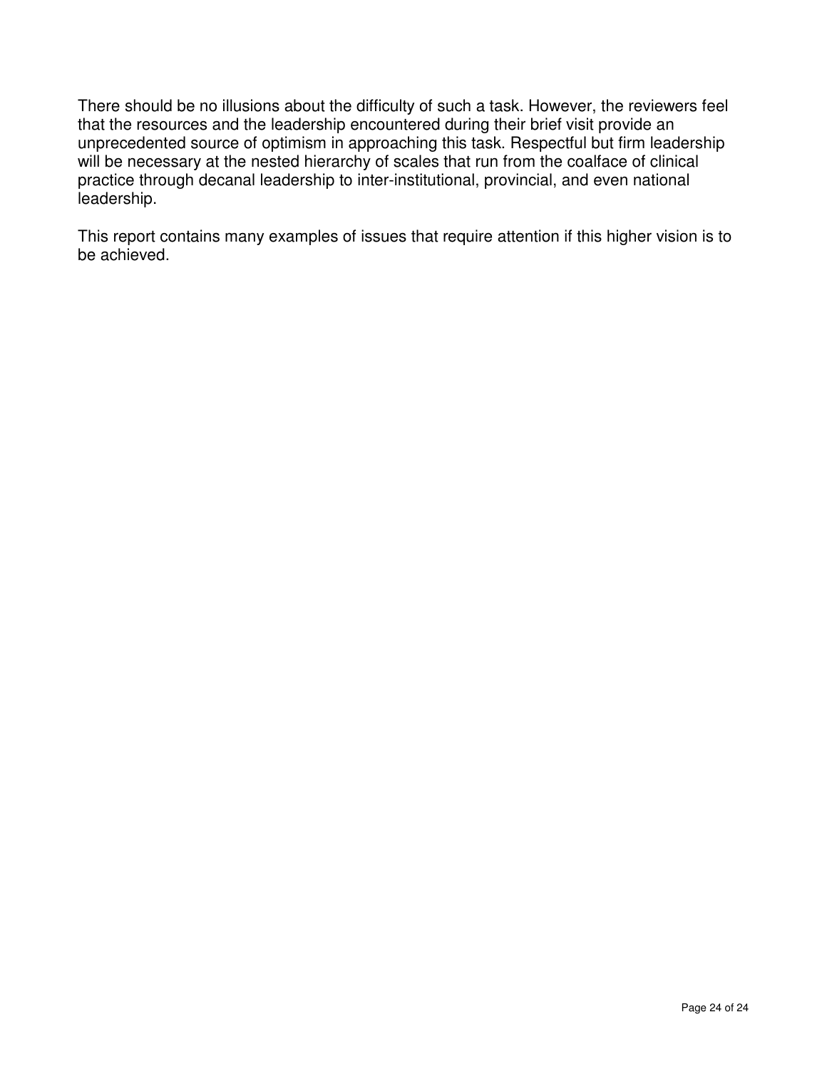There should be no illusions about the difficulty of such a task. However, the reviewers feel that the resources and the leadership encountered during their brief visit provide an unprecedented source of optimism in approaching this task. Respectful but firm leadership will be necessary at the nested hierarchy of scales that run from the coalface of clinical practice through decanal leadership to inter-institutional, provincial, and even national leadership.

This report contains many examples of issues that require attention if this higher vision is to be achieved.